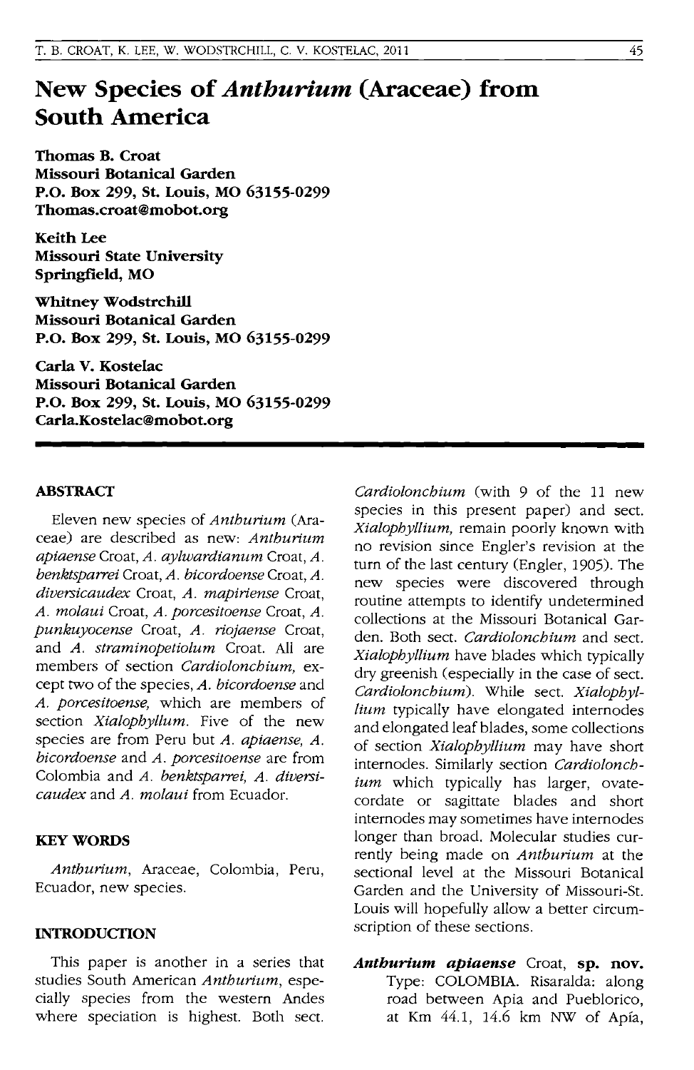# New Species of *Anthurium* (Araceae) from South America

**Thomas B. Croat**
**Missouri Botanical Garden**
**P.O. Box 299, St. Louis, MO 63155-0299**
**Thomas.croat@mobot.org**

**Keith Lee**
**Missouri State University**
**Springfield, MO**

**Whitney Wodstrchill**
**Missouri Botanical Garden**
**P.O. Box 299, St. Louis, MO 63155-0299**

**Carla V. Kostelac**
**Missouri Botanical Garden**
**P.O. Box 299, St. Louis, MO 63155-0299**
**Carla.Kostelac@mobot.org**

## ABSTRACT

Eleven new species of *Anthurium* (Araceae) are described as new: *Anthurium apiaense* Croat, *A. aylwardianum* Croat, *A. benktsparrei* Croat, *A. bicordoense* Croat, *A. diversicaudex* Croat, *A. mapiriense* Croat, *A. molaui* Croat, *A. porcesitoense* Croat, *A. punkuyocense* Croat, *A. riojaense* Croat, and *A. straminopetiolum* Croat. All are members of section *Cardiolonchium*, except two of the species, *A. bicordoense* and *A. porcesitoense*, which are members of section *Xialophyllum*. Five of the new species are from Peru but *A. apiaense*, *A. bicordoense* and *A. porcesitoense* are from Colombia and *A. benktsparrei*, *A. diversicaudex* and *A. molaui* from Ecuador.

## KEY WORDS

*Anthurium*, Araceae, Colombia, Peru, Ecuador, new species.

## INTRODUCTION

This paper is another in a series that studies South American *Anthurium*, especially species from the western Andes where speciation is highest. Both sect. *Cardiolonchium* (with 9 of the 11 new species in this present paper) and sect. *Xialophyllium*, remain poorly known with no revision since Engler's revision at the turn of the last century (Engler, 1905). The new species were discovered through routine attempts to identify undetermined collections at the Missouri Botanical Garden. Both sect. *Cardiolonchium* and sect. *Xialophyllium* have blades which typically dry greenish (especially in the case of sect. *Cardiolonchium*). While sect. *Xialophyllium* typically have elongated internodes and elongated leaf blades, some collections of section *Xialophyllium* may have short internodes. Similarly section *Cardiolonchium* which typically has larger, ovate-cordate or sagittate blades and short internodes may sometimes have internodes longer than broad. Molecular studies currently being made on *Anthurium* at the sectional level at the Missouri Botanical Garden and the University of Missouri-St. Louis will hopefully allow a better circumscription of these sections.

***Anthurium apiaense*** Croat, **sp. nov.**
Type: COLOMBIA. Risaralda: along road between Apia and Pueblorico, at Km 44.1, 14.6 km NW of Apía,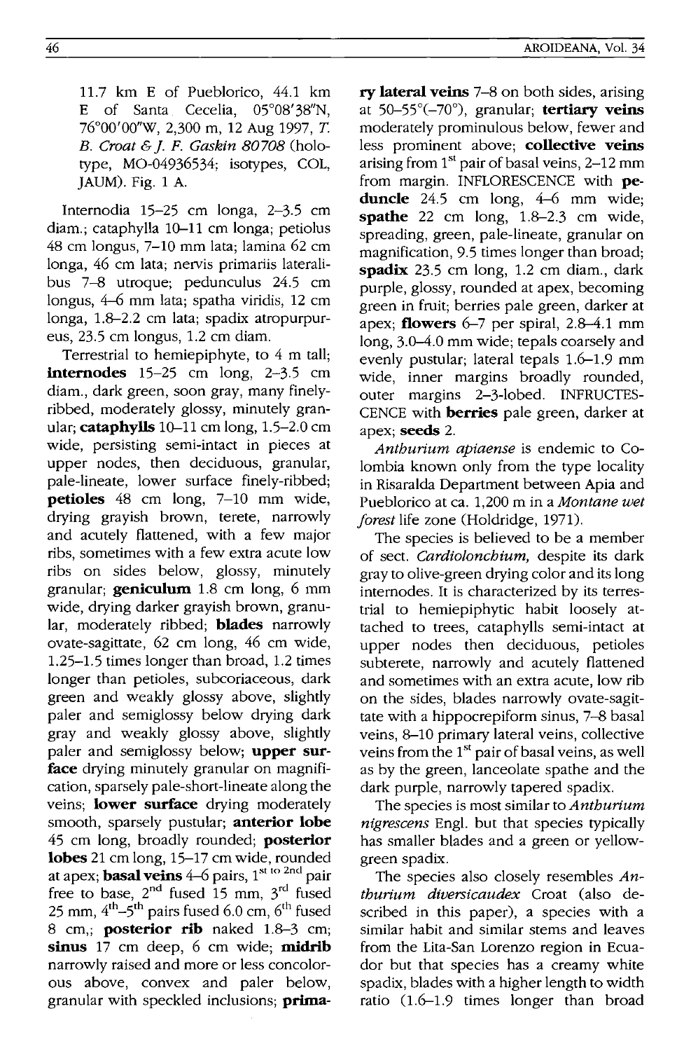11.7 km E of Pueblorico, 44.1 km E of Santa Cecelia, 05°08'38"N, 76°00'00"W, 2,300 m, 12 Aug 1997, *T. B. Croat & J. F. Gaskin 80708* (holotype, MO-04936534; isotypes, COL, JAUM). Fig. 1 A.

Internodia 15–25 cm longa, 2–3.5 cm diam.; cataphylla 10–11 cm longa; petiolus 48 cm longus, 7–10 mm lata; lamina 62 cm longa, 46 cm lata; nervis primariis lateralibus 7–8 utroque; pedunculus 24.5 cm longus, 4–6 mm lata; spatha viridis, 12 cm longa, 1.8–2.2 cm lata; spadix atropurpureus, 23.5 cm longus, 1.2 cm diam.

Terrestrial to hemiepiphyte, to 4 m tall; **internodes** 15–25 cm long, 2–3.5 cm diam., dark green, soon gray, many finely-ribbed, moderately glossy, minutely granular; **cataphylls** 10–11 cm long, 1.5–2.0 cm wide, persisting semi-intact in pieces at upper nodes, then deciduous, granular, pale-lineate, lower surface finely-ribbed; **petioles** 48 cm long, 7–10 mm wide, drying grayish brown, terete, narrowly and acutely flattened, with a few major ribs, sometimes with a few extra acute low ribs on sides below, glossy, minutely granular; **geniculum** 1.8 cm long, 6 mm wide, drying darker grayish brown, granular, moderately ribbed; **blades** narrowly ovate-sagittate, 62 cm long, 46 cm wide, 1.25–1.5 times longer than broad, 1.2 times longer than petioles, subcoriaceous, dark green and weakly glossy above, slightly paler and semiglossy below drying dark gray and weakly glossy above, slightly paler and semiglossy below; **upper surface** drying minutely granular on magnification, sparsely pale-short-lineate along the veins; **lower surface** drying moderately smooth, sparsely pustular; **anterior lobe** 45 cm long, broadly rounded; **posterior lobes** 21 cm long, 15–17 cm wide, rounded at apex; **basal veins** 4–6 pairs, 1st to 2nd pair free to base, 2nd fused 15 mm, 3rd fused 25 mm, 4th–5th pairs fused 6.0 cm, 6th fused 8 cm,; **posterior rib** naked 1.8–3 cm; **sinus** 17 cm deep, 6 cm wide; **midrib** narrowly raised and more or less concolorous above, convex and paler below, granular with speckled inclusions; **primary lateral veins** 7–8 on both sides, arising at 50–55°(–70°), granular; **tertiary veins** moderately prominulous below, fewer and less prominent above; **collective veins** arising from 1st pair of basal veins, 2–12 mm from margin. INFLORESCENCE with **peduncle** 24.5 cm long, 4–6 mm wide; **spathe** 22 cm long, 1.8–2.3 cm wide, spreading, green, pale-lineate, granular on magnification, 9.5 times longer than broad; **spadix** 23.5 cm long, 1.2 cm diam., dark purple, glossy, rounded at apex, becoming green in fruit; berries pale green, darker at apex; **flowers** 6–7 per spiral, 2.8–4.1 mm long, 3.0–4.0 mm wide; tepals coarsely and evenly pustular; lateral tepals 1.6–1.9 mm wide, inner margins broadly rounded, outer margins 2–3-lobed. INFRUCTESCENCE with **berries** pale green, darker at apex; **seeds** 2.

*Anthurium apiaense* is endemic to Colombia known only from the type locality in Risaralda Department between Apia and Pueblorico at ca. 1,200 m in a *Montane wet forest* life zone (Holdridge, 1971).

The species is believed to be a member of sect. *Cardiolonchium,* despite its dark gray to olive-green drying color and its long internodes. It is characterized by its terrestrial to hemiepiphytic habit loosely attached to trees, cataphylls semi-intact at upper nodes then deciduous, petioles subterete, narrowly and acutely flattened and sometimes with an extra acute, low rib on the sides, blades narrowly ovate-sagittate with a hippocrepiform sinus, 7–8 basal veins, 8–10 primary lateral veins, collective veins from the 1st pair of basal veins, as well as by the green, lanceolate spathe and the dark purple, narrowly tapered spadix.

The species is most similar to *Anthurium nigrescens* Engl. but that species typically has smaller blades and a green or yellow-green spadix.

The species also closely resembles *Anthurium diversicaudex* Croat (also described in this paper), a species with a similar habit and similar stems and leaves from the Lita-San Lorenzo region in Ecuador but that species has a creamy white spadix, blades with a higher length to width ratio (1.6–1.9 times longer than broad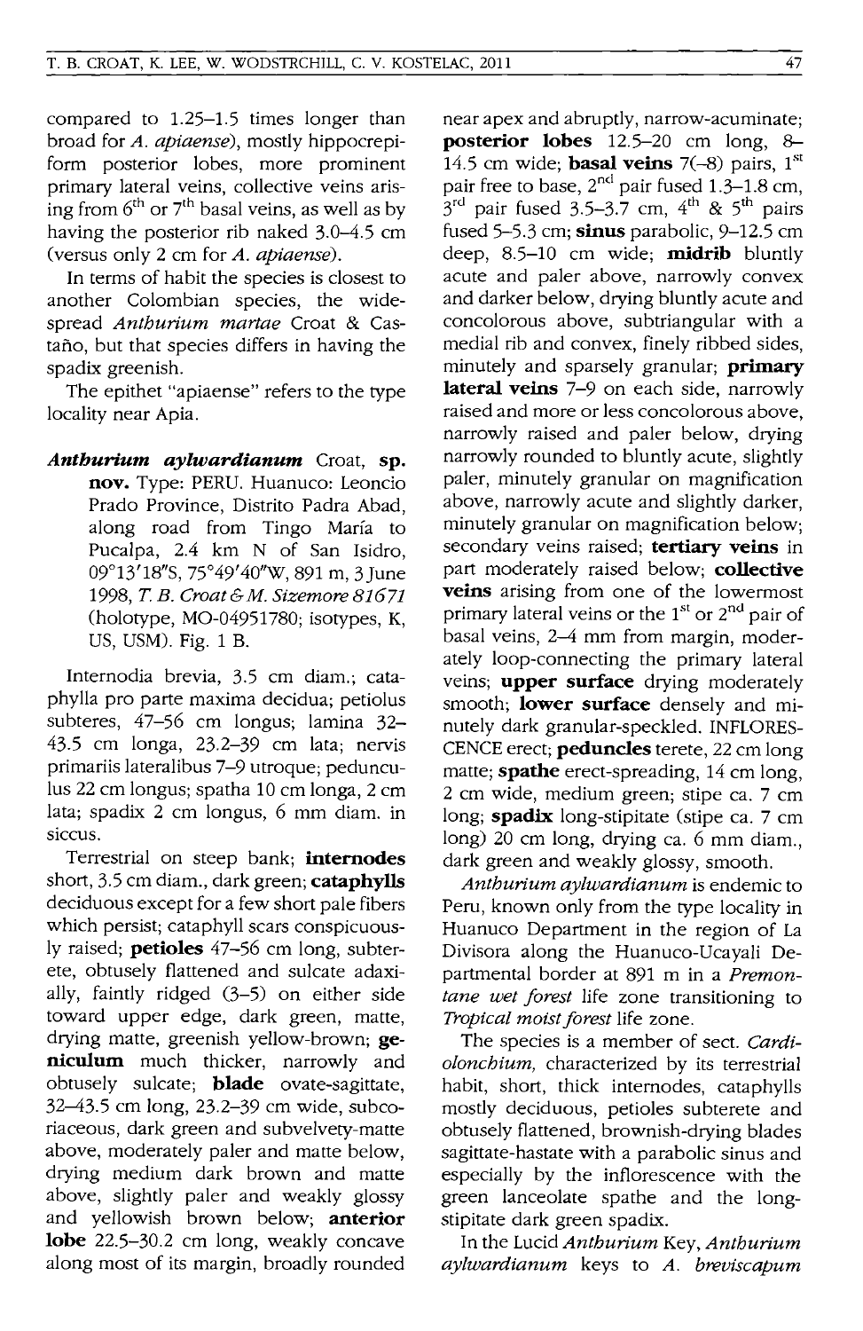compared to 1.25–1.5 times longer than broad for *A. apiaense*), mostly hippocrepiform posterior lobes, more prominent primary lateral veins, collective veins arising from 6th or 7th basal veins, as well as by having the posterior rib naked 3.0–4.5 cm (versus only 2 cm for *A. apiaense*).

In terms of habit the species is closest to another Colombian species, the widespread *Anthurium martae* Croat & Castaño, but that species differs in having the spadix greenish.

The epithet "apiaense" refers to the type locality near Apia.

***Anthurium aylwardianum*** Croat, **sp. nov.** Type: PERU. Huanuco: Leoncio Prado Province, Distrito Padra Abad, along road from Tingo María to Pucalpa, 2.4 km N of San Isidro, 09°13′18″S, 75°49′40″W, 891 m, 3 June 1998, *T. B. Croat & M. Sizemore 81671* (holotype, MO-04951780; isotypes, K, US, USM). Fig. 1 B.

Internodia brevia, 3.5 cm diam.; cataphylla pro parte maxima decidua; petiolus subteres, 47–56 cm longus; lamina 32–43.5 cm longa, 23.2–39 cm lata; nervis primariis lateralibus 7–9 utroque; pedunculus 22 cm longus; spatha 10 cm longa, 2 cm lata; spadix 2 cm longus, 6 mm diam. in siccus.

Terrestrial on steep bank; **internodes** short, 3.5 cm diam., dark green; **cataphylls** deciduous except for a few short pale fibers which persist; cataphyll scars conspicuously raised; **petioles** 47–56 cm long, subterete, obtusely flattened and sulcate adaxially, faintly ridged (3–5) on either side toward upper edge, dark green, matte, drying matte, greenish yellow-brown; **geniculum** much thicker, narrowly and obtusely sulcate; **blade** ovate-sagittate, 32–43.5 cm long, 23.2–39 cm wide, subcoriaceous, dark green and subvelvety-matte above, moderately paler and matte below, drying medium dark brown and matte above, slightly paler and weakly glossy and yellowish brown below; **anterior lobe** 22.5–30.2 cm long, weakly concave along most of its margin, broadly rounded near apex and abruptly, narrow-acuminate; **posterior lobes** 12.5–20 cm long, 8–14.5 cm wide; **basal veins** 7(–8) pairs, 1st pair free to base, 2nd pair fused 1.3–1.8 cm, 3rd pair fused 3.5–3.7 cm, 4th & 5th pairs fused 5–5.3 cm; **sinus** parabolic, 9–12.5 cm deep, 8.5–10 cm wide; **midrib** bluntly acute and paler above, narrowly convex and darker below, drying bluntly acute and concolorous above, subtriangular with a medial rib and convex, finely ribbed sides, minutely and sparsely granular; **primary lateral veins** 7–9 on each side, narrowly raised and more or less concolorous above, narrowly raised and paler below, drying narrowly rounded to bluntly acute, slightly paler, minutely granular on magnification above, narrowly acute and slightly darker, minutely granular on magnification below; secondary veins raised; **tertiary veins** in part moderately raised below; **collective veins** arising from one of the lowermost primary lateral veins or the 1st or 2nd pair of basal veins, 2–4 mm from margin, moderately loop-connecting the primary lateral veins; **upper surface** drying moderately smooth; **lower surface** densely and minutely dark granular-speckled. INFLORESCENCE erect; **peduncles** terete, 22 cm long matte; **spathe** erect-spreading, 14 cm long, 2 cm wide, medium green; stipe ca. 7 cm long; **spadix** long-stipitate (stipe ca. 7 cm long) 20 cm long, drying ca. 6 mm diam., dark green and weakly glossy, smooth.

*Anthurium aylwardianum* is endemic to Peru, known only from the type locality in Huanuco Department in the region of La Divisora along the Huanuco-Ucayali Departmental border at 891 m in a *Premontane wet forest* life zone transitioning to *Tropical moist forest* life zone.

The species is a member of sect. *Cardiolonchium*, characterized by its terrestrial habit, short, thick internodes, cataphylls mostly deciduous, petioles subterete and obtusely flattened, brownish-drying blades sagittate-hastate with a parabolic sinus and especially by the inflorescence with the green lanceolate spathe and the long-stipitate dark green spadix.

In the Lucid *Anthurium* Key, *Anthurium aylwardianum* keys to *A. breviscapum*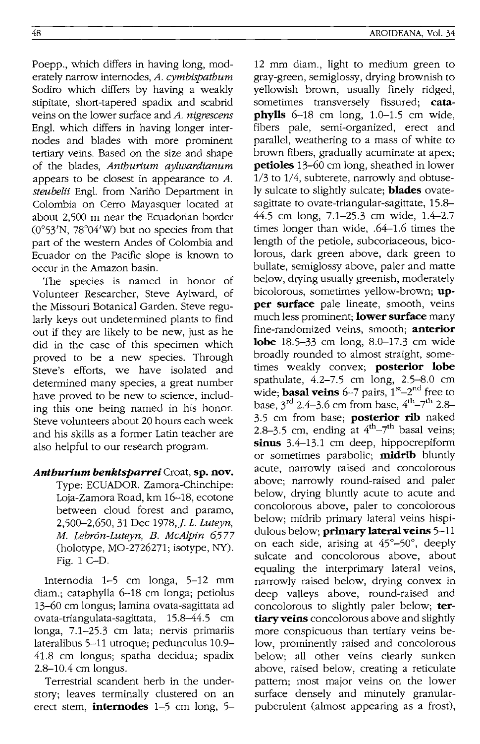Poepp., which differs in having long, moderately narrow internodes, *A. cymbispathum* Sodiro which differs by having a weakly stipitate, short-tapered spadix and scabrid veins on the lower surface and *A. nigrescens* Engl. which differs in having longer internodes and blades with more prominent tertiary veins. Based on the size and shape of the blades, *Anthurium aylwardianum* appears to be closest in appearance to *A. steubelii* Engl. from Nariño Department in Colombia on Cerro Mayasquer located at about 2,500 m near the Ecuadorian border (0°53'N, 78°04'W) but no species from that part of the western Andes of Colombia and Ecuador on the Pacific slope is known to occur in the Amazon basin.

The species is named in honor of Volunteer Researcher, Steve Aylward, of the Missouri Botanical Garden. Steve regularly keys out undetermined plants to find out if they are likely to be new, just as he did in the case of this specimen which proved to be a new species. Through Steve's efforts, we have isolated and determined many species, a great number have proved to be new to science, including this one being named in his honor. Steve volunteers about 20 hours each week and his skills as a former Latin teacher are also helpful to our research program.

***Anthurium benktsparrei*** Croat, **sp. nov.** Type: ECUADOR. Zamora-Chinchipe: Loja-Zamora Road, km 16–18, ecotone between cloud forest and paramo, 2,500–2,650, 31 Dec 1978, *J. L. Luteyn, M. Lebrón-Luteyn, B. McAlpin 6577* (holotype, MO-2726271; isotype, NY). Fig. 1 C–D.

Internodia 1–5 cm longa, 5–12 mm diam.; cataphylla 6–18 cm longa; petiolus 13–60 cm longus; lamina ovata-sagittata ad ovata-triangulata-sagittata, 15.8–44.5 cm longa, 7.1–25.3 cm lata; nervis primariis lateralibus 5–11 utroque; pedunculus 10.9–41.8 cm longus; spatha decidua; spadix 2.8–10.4 cm longus.

Terrestrial scandent herb in the understory; leaves terminally clustered on an erect stem, **internodes** 1–5 cm long, 5–12 mm diam., light to medium green to gray-green, semiglossy, drying brownish to yellowish brown, usually finely ridged, sometimes transversely fissured; **cataphylls** 6–18 cm long, 1.0–1.5 cm wide, fibers pale, semi-organized, erect and parallel, weathering to a mass of white to brown fibers, gradually acuminate at apex; **petioles** 13–60 cm long, sheathed in lower 1/3 to 1/4, subterete, narrowly and obtusely sulcate to slightly sulcate; **blades** ovate-sagittate to ovate-triangular-sagittate, 15.8–44.5 cm long, 7.1–25.3 cm wide, 1.4–2.7 times longer than wide, .64–1.6 times the length of the petiole, subcoriaceous, bicolorous, dark green above, dark green to bullate, semiglossy above, paler and matte below, drying usually greenish, moderately bicolorous, sometimes yellow-brown; **upper surface** pale lineate, smooth, veins much less prominent; **lower surface** many fine-randomized veins, smooth; **anterior lobe** 18.5–33 cm long, 8.0–17.3 cm wide broadly rounded to almost straight, sometimes weakly convex; **posterior lobe** spathulate, 4.2–7.5 cm long, 2.5–8.0 cm wide; **basal veins** 6–7 pairs, 1st–2nd free to base, 3rd 2.4–3.6 cm from base, 4th–7th 2.8–3.5 cm from base; **posterior rib** naked 2.8–3.5 cm, ending at 4th–7th basal veins; **sinus** 3.4–13.1 cm deep, hippocrepiform or sometimes parabolic; **midrib** bluntly acute, narrowly raised and concolorous above; narrowly round-raised and paler below, drying bluntly acute to acute and concolorous above, paler to concolorous below; midrib primary lateral veins hispidulous below; **primary lateral veins** 5–11 on each side, arising at 45°–50°, deeply sulcate and concolorous above, about equaling the interprimary lateral veins, narrowly raised below, drying convex in deep valleys above, round-raised and concolorous to slightly paler below; **tertiary veins** concolorous above and slightly more conspicuous than tertiary veins below, prominently raised and concolorous below; all other veins clearly sunken above, raised below, creating a reticulate pattern; most major veins on the lower surface densely and minutely granular-puberulent (almost appearing as a frost),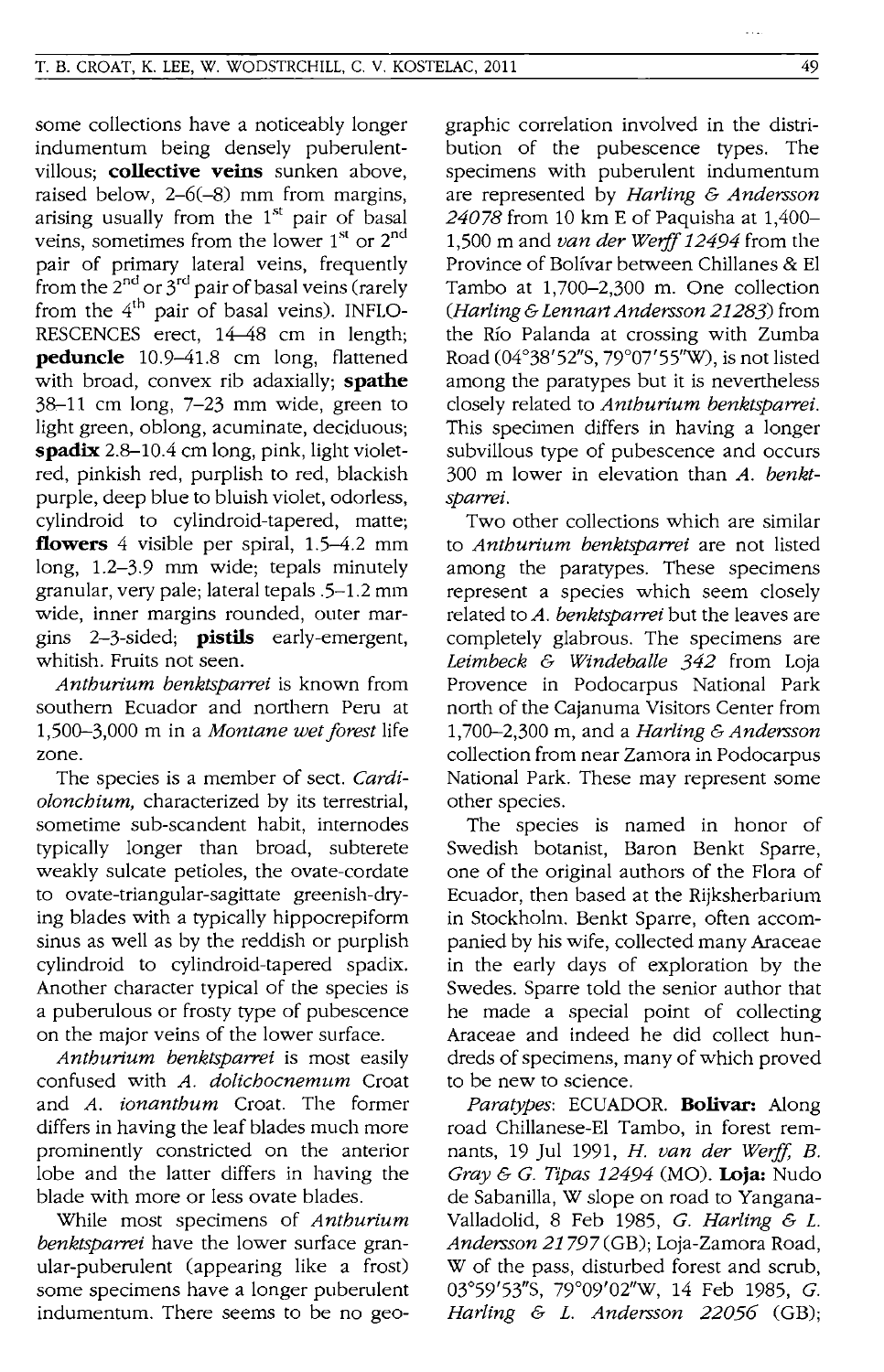some collections have a noticeably longer indumentum being densely puberulent-villous; **collective veins** sunken above, raised below, 2–6(–8) mm from margins, arising usually from the 1st pair of basal veins, sometimes from the lower 1st or 2nd pair of primary lateral veins, frequently from the 2nd or 3rd pair of basal veins (rarely from the 4th pair of basal veins). INFLORESCENCES erect, 14–48 cm in length; **peduncle** 10.9–41.8 cm long, flattened with broad, convex rib adaxially; **spathe** 38–11 cm long, 7–23 mm wide, green to light green, oblong, acuminate, deciduous; **spadix** 2.8–10.4 cm long, pink, light violet-red, pinkish red, purplish to red, blackish purple, deep blue to bluish violet, odorless, cylindroid to cylindroid-tapered, matte; **flowers** 4 visible per spiral, 1.5–4.2 mm long, 1.2–3.9 mm wide; tepals minutely granular, very pale; lateral tepals .5–1.2 mm wide, inner margins rounded, outer margins 2–3-sided; **pistils** early-emergent, whitish. Fruits not seen.

*Anthurium benktsparrei* is known from southern Ecuador and northern Peru at 1,500–3,000 m in a *Montane wet forest* life zone.

The species is a member of sect. *Cardiolonchium,* characterized by its terrestrial, sometime sub-scandent habit, internodes typically longer than broad, subterete weakly sulcate petioles, the ovate-cordate to ovate-triangular-sagittate greenish-drying blades with a typically hippocrepiform sinus as well as by the reddish or purplish cylindroid to cylindroid-tapered spadix. Another character typical of the species is a puberulous or frosty type of pubescence on the major veins of the lower surface.

*Anthurium benktsparrei* is most easily confused with *A. dolichocnemum* Croat and *A. ionanthum* Croat. The former differs in having the leaf blades much more prominently constricted on the anterior lobe and the latter differs in having the blade with more or less ovate blades.

While most specimens of *Anthurium benktsparrei* have the lower surface granular-puberulent (appearing like a frost) some specimens have a longer puberulent indumentum. There seems to be no geographic correlation involved in the distribution of the pubescence types. The specimens with puberulent indumentum are represented by *Harling & Andersson 24078* from 10 km E of Paquisha at 1,400–1,500 m and *van der Werff 12494* from the Province of Bolívar between Chillanes & El Tambo at 1,700–2,300 m. One collection (*Harling & Lennart Andersson 21283*) from the Río Palanda at crossing with Zumba Road (04°38′52″S, 79°07′55″W), is not listed among the paratypes but it is nevertheless closely related to *Anthurium benktsparrei.* This specimen differs in having a longer subvillous type of pubescence and occurs 300 m lower in elevation than *A. benktsparrei.*

Two other collections which are similar to *Anthurium benktsparrei* are not listed among the paratypes. These specimens represent a species which seem closely related to *A. benktsparrei* but the leaves are completely glabrous. The specimens are *Leimbeck & Windeballe 342* from Loja Provence in Podocarpus National Park north of the Cajanuma Visitors Center from 1,700–2,300 m, and a *Harling & Andersson* collection from near Zamora in Podocarpus National Park. These may represent some other species.

The species is named in honor of Swedish botanist, Baron Benkt Sparre, one of the original authors of the Flora of Ecuador, then based at the Rijksherbarium in Stockholm. Benkt Sparre, often accompanied by his wife, collected many Araceae in the early days of exploration by the Swedes. Sparre told the senior author that he made a special point of collecting Araceae and indeed he did collect hundreds of specimens, many of which proved to be new to science.

*Paratypes:* ECUADOR. **Bolivar:** Along road Chillanese-El Tambo, in forest remnants, 19 Jul 1991, *H. van der Werff, B. Gray & G. Tipas 12494* (MO). **Loja:** Nudo de Sabanilla, W slope on road to Yangana-Valladolid, 8 Feb 1985, *G. Harling & L. Andersson 21797* (GB); Loja-Zamora Road, W of the pass, disturbed forest and scrub, 03°59′53″S, 79°09′02″W, 14 Feb 1985, *G. Harling & L. Andersson 22056* (GB);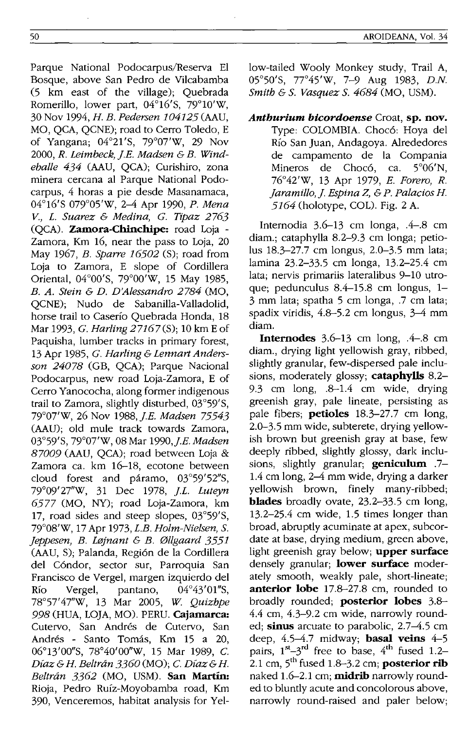Parque National Podocarpus/Reserva El Bosque, above San Pedro de Vilcabamba (5 km east of the village); Quebrada Romerillo, lower part, 04°16'S, 79°10'W, 30 Nov 1994, *H. B. Pedersen 104125* (AAU, MO, QCA, QCNE); road to Cerro Toledo, E of Yangana; 04°21'S, 79°07'W, 29 Nov 2000, *R. Leimbeck, J.E. Madsen & B. Windeballe 434* (AAU, QCA); Curishiro, zona minera cercana al Parque National Podocarpus, 4 horas a pie desde Masanamaca, 04°16'S 079°05'W, 2–4 Apr 1990, *P. Mena V., L. Suarez & Medina, G. Tipaz 2763* (QCA). **Zamora-Chinchipe:** road Loja - Zamora, Km 16, near the pass to Loja, 20 May 1967, *B. Sparre 16502* (S); road from Loja to Zamora, E slope of Cordillera Oriental, 04°00'S, 79°00'W, 15 May 1985, *B. A. Stein & D. D'Alessandro 2784* (MO, QCNE); Nudo de Sabanilla-Valladolid, horse trail to Caserío Quebrada Honda, 18 Mar 1993, *G. Harling 27167* (S); 10 km E of Paquisha, lumber tracks in primary forest, 13 Apr 1985, *G. Harling & Lennart Andersson 24078* (GB, QCA); Parque Nacional Podocarpus, new road Loja-Zamora, E of Cerro Yanococha, along former indigenous trail to Zamora, slightly disturbed, 03°59'S, 79°07'W, 26 Nov 1988, *J.E. Madsen 75543* (AAU); old mule track towards Zamora, 03°59'S, 79°07'W, 08 Mar 1990, *J.E. Madsen 87009* (AAU, QCA); road between Loja & Zamora ca. km 16–18, ecotone between cloud forest and páramo, 03°59'52"S, 79°09'27"W, 31 Dec 1978, *J.L. Luteyn 6577* (MO, NY); road Loja-Zamora, km 17, road sides and steep slopes, 03°59'S, 79°08'W, 17 Apr 1973, *L.B. Holm-Nielsen, S. Jeppesen, B. Løjnant & B. Øllgaard 3551* (AAU, S); Palanda, Región de la Cordillera del Cóndor, sector sur, Parroquia San Francisco de Vergel, margen izquierdo del Río Vergel, pantano, 04°43'01"S, 78°57'47"W, 13 Mar 2005, *W. Quizhpe 998* (HUA, LOJA, MO). PERU. **Cajamarca:** Cutervo, San Andrés de Cutervo, San Andrés - Santo Tomás, Km 15 a 20, 06°13'00"S, 78°40'00"W, 15 Mar 1989, *C. Díaz & H. Beltrán 3360* (MO); *C. Díaz & H. Beltrán 3362* (MO, USM). **San Martín:** Rioja, Pedro Ruíz-Moyobamba road, Km 390, Venceremos, habitat analysis for Yellow-tailed Wooly Monkey study, Trail A, 05°50'S, 77°45'W, 7–9 Aug 1983, *D.N. Smith & S. Vasquez S. 4684* (MO, USM).

***Anthurium bicordoense*** **Croat, sp. nov.** Type: COLOMBIA. Chocó: Hoya del Río San Juan, Andagoya. Alrededores de campamento de la Compania Mineros de Chocó, ca. 5°06'N, 76°42'W, 13 Apr 1979, *E. Forero, R. Jaramillo, J. Espina Z, & P. Palacios H. 5164* (holotype, COL). Fig. 2 A.

Internodia 3.6–13 cm longa, .4–.8 cm diam.; cataphylla 8.2–9.3 cm longa; petiolus 18.3–27.7 cm longus, 2.0–3.5 mm lata; lamina 23.2–33.5 cm longa, 13.2–25.4 cm lata; nervis primariis lateralibus 9–10 utroque; pedunculus 8.4–15.8 cm longus, 1–3 mm lata; spatha 5 cm longa, .7 cm lata; spadix viridis, 4.8–5.2 cm longus, 3–4 mm diam.

**Internodes** 3.6–13 cm long, .4–.8 cm diam., drying light yellowish gray, ribbed, slightly granular, few-dispersed pale inclusions, moderately glossy; **cataphylls** 8.2–9.3 cm long, .8–1.4 cm wide, drying greenish gray, pale lineate, persisting as pale fibers; **petioles** 18.3–27.7 cm long, 2.0–3.5 mm wide, subterete, drying yellowish brown but greenish gray at base, few deeply ribbed, slightly glossy, dark inclusions, slightly granular; **geniculum** .7–1.4 cm long, 2–4 mm wide, drying a darker yellowish brown, finely many-ribbed; **blades** broadly ovate, 23.2–33.5 cm long, 13.2–25.4 cm wide, 1.5 times longer than broad, abruptly acuminate at apex, subcordate at base, drying medium, green above, light greenish gray below; **upper surface** densely granular; **lower surface** moderately smooth, weakly pale, short-lineate; **anterior lobe** 17.8–27.8 cm, rounded to broadly rounded; **posterior lobes** 3.8–4.4 cm, 4.3–9.2 cm wide, narrowly rounded; **sinus** arcuate to parabolic, 2.7–4.5 cm deep, 4.5–4.7 midway; **basal veins** 4–5 pairs, 1st–3rd free to base, 4th fused 1.2–2.1 cm, 5th fused 1.8–3.2 cm; **posterior rib** naked 1.6–2.1 cm; **midrib** narrowly rounded to bluntly acute and concolorous above, narrowly round-raised and paler below;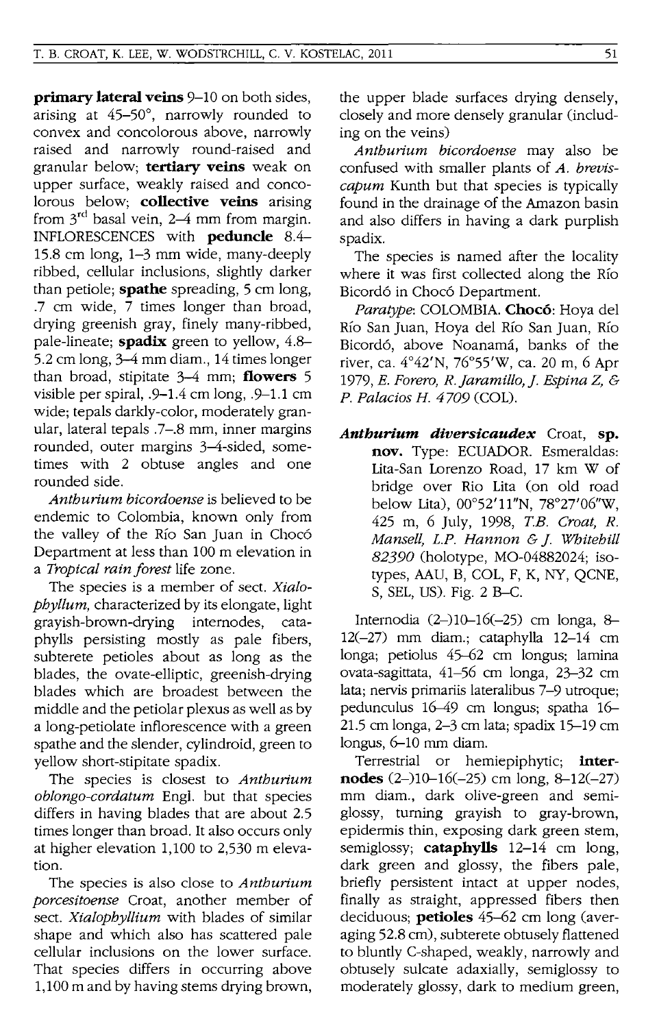**primary lateral veins** 9–10 on both sides, arising at 45–50°, narrowly rounded to convex and concolorous above, narrowly raised and narrowly round-raised and granular below; **tertiary veins** weak on upper surface, weakly raised and concolorous below; **collective veins** arising from 3rd basal vein, 2–4 mm from margin. INFLORESCENCES with **peduncle** 8.4–15.8 cm long, 1–3 mm wide, many-deeply ribbed, cellular inclusions, slightly darker than petiole; **spathe** spreading, 5 cm long, .7 cm wide, 7 times longer than broad, drying greenish gray, finely many-ribbed, pale-lineate; **spadix** green to yellow, 4.8–5.2 cm long, 3–4 mm diam., 14 times longer than broad, stipitate 3–4 mm; **flowers** 5 visible per spiral, .9–1.4 cm long, .9–1.1 cm wide; tepals darkly-color, moderately granular, lateral tepals .7–.8 mm, inner margins rounded, outer margins 3–4-sided, sometimes with 2 obtuse angles and one rounded side.

*Anthurium bicordoense* is believed to be endemic to Colombia, known only from the valley of the Río San Juan in Chocó Department at less than 100 m elevation in a *Tropical rain forest* life zone.

The species is a member of sect. *Xialophyllum,* characterized by its elongate, light grayish-brown-drying internodes, cataphylls persisting mostly as pale fibers, subterete petioles about as long as the blades, the ovate-elliptic, greenish-drying blades which are broadest between the middle and the petiolar plexus as well as by a long-petiolate inflorescence with a green spathe and the slender, cylindroid, green to yellow short-stipitate spadix.

The species is closest to *Anthurium oblongo-cordatum* Engl. but that species differs in having blades that are about 2.5 times longer than broad. It also occurs only at higher elevation 1,100 to 2,530 m elevation.

The species is also close to *Anthurium porcesitoense* Croat, another member of sect. *Xialophyllium* with blades of similar shape and which also has scattered pale cellular inclusions on the lower surface. That species differs in occurring above 1,100 m and by having stems drying brown, the upper blade surfaces drying densely, closely and more densely granular (including on the veins)

*Anthurium bicordoense* may also be confused with smaller plants of *A. breviscapum* Kunth but that species is typically found in the drainage of the Amazon basin and also differs in having a dark purplish spadix.

The species is named after the locality where it was first collected along the Río Bicordó in Chocó Department.

*Paratype*: COLOMBIA. **Chocó**: Hoya del Río San Juan, Hoya del Río San Juan, Río Bicordó, above Noanamá, banks of the river, ca. 4°42'N, 76°55'W, ca. 20 m, 6 Apr 1979, *E. Forero, R. Jaramillo, J. Espina Z, & P. Palacios H. 4709* (COL).

***Anthurium diversicaudex*** Croat, **sp. nov.** Type: ECUADOR. Esmeraldas: Lita-San Lorenzo Road, 17 km W of bridge over Rio Lita (on old road below Lita), 00°52'11"N, 78°27'06"W, 425 m, 6 July, 1998, *T.B. Croat, R. Mansell, L.P. Hannon & J. Whitehill 82390* (holotype, MO-04882024; isotypes, AAU, B, COL, F, K, NY, QCNE, S, SEL, US). Fig. 2 B–C.

Internodia (2–)10–16(–25) cm longa, 8–12(–27) mm diam.; cataphylla 12–14 cm longa; petiolus 45–62 cm longus; lamina ovata-sagittata, 41–56 cm longa, 23–32 cm lata; nervis primariis lateralibus 7–9 utroque; pedunculus 16–49 cm longus; spatha 16–21.5 cm longa, 2–3 cm lata; spadix 15–19 cm longus, 6–10 mm diam.

Terrestrial or hemiepiphytic; **internodes** (2–)10–16(–25) cm long, 8–12(–27) mm diam., dark olive-green and semiglossy, turning grayish to gray-brown, epidermis thin, exposing dark green stem, semiglossy; **cataphylls** 12–14 cm long, dark green and glossy, the fibers pale, briefly persistent intact at upper nodes, finally as straight, appressed fibers then deciduous; **petioles** 45–62 cm long (averaging 52.8 cm), subterete obtusely flattened to bluntly C-shaped, weakly, narrowly and obtusely sulcate adaxially, semiglossy to moderately glossy, dark to medium green,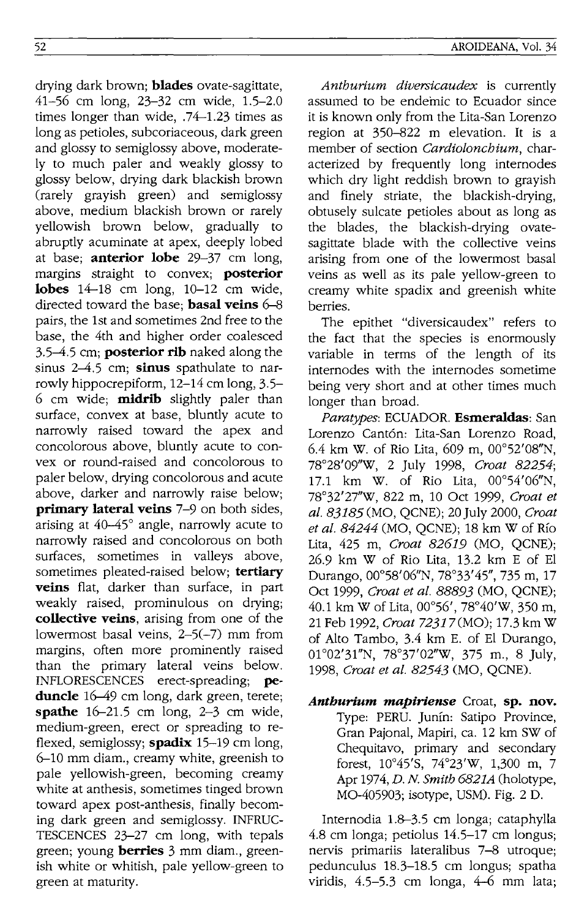drying dark brown; **blades** ovate-sagittate, 41–56 cm long, 23–32 cm wide, 1.5–2.0 times longer than wide, .74–1.23 times as long as petioles, subcoriaceous, dark green and glossy to semiglossy above, moderately to much paler and weakly glossy to glossy below, drying dark blackish brown (rarely grayish green) and semiglossy above, medium blackish brown or rarely yellowish brown below, gradually to abruptly acuminate at apex, deeply lobed at base; **anterior lobe** 29–37 cm long, margins straight to convex; **posterior lobes** 14–18 cm long, 10–12 cm wide, directed toward the base; **basal veins** 6–8 pairs, the 1st and sometimes 2nd free to the base, the 4th and higher order coalesced 3.5–4.5 cm; **posterior rib** naked along the sinus 2–4.5 cm; **sinus** spathulate to narrowly hippocrepiform, 12–14 cm long, 3.5–6 cm wide; **midrib** slightly paler than surface, convex at base, bluntly acute to narrowly raised toward the apex and concolorous above, bluntly acute to convex or round-raised and concolorous to paler below, drying concolorous and acute above, darker and narrowly raise below; **primary lateral veins** 7–9 on both sides, arising at 40–45° angle, narrowly acute to narrowly raised and concolorous on both surfaces, sometimes in valleys above, sometimes pleated-raised below; **tertiary veins** flat, darker than surface, in part weakly raised, prominulous on drying; **collective veins**, arising from one of the lowermost basal veins, 2–5(–7) mm from margins, often more prominently raised than the primary lateral veins below. INFLORESCENCES erect-spreading; **peduncle** 16–49 cm long, dark green, terete; **spathe** 16–21.5 cm long, 2–3 cm wide, medium-green, erect or spreading to reflexed, semiglossy; **spadix** 15–19 cm long, 6–10 mm diam., creamy white, greenish to pale yellowish-green, becoming creamy white at anthesis, sometimes tinged brown toward apex post-anthesis, finally becoming dark green and semiglossy. INFRUCTESCENCES 23–27 cm long, with tepals green; young **berries** 3 mm diam., greenish white or whitish, pale yellow-green to green at maturity.

*Anthurium diversicaudex* is currently assumed to be endemic to Ecuador since it is known only from the Lita-San Lorenzo region at 350–822 m elevation. It is a member of section *Cardiolonchium*, characterized by frequently long internodes which dry light reddish brown to grayish and finely striate, the blackish-drying, obtusely sulcate petioles about as long as the blades, the blackish-drying ovate-sagittate blade with the collective veins arising from one of the lowermost basal veins as well as its pale yellow-green to creamy white spadix and greenish white berries.

The epithet "diversicaudex" refers to the fact that the species is enormously variable in terms of the length of its internodes with the internodes sometime being very short and at other times much longer than broad.

*Paratypes*: ECUADOR. **Esmeraldas**: San Lorenzo Cantón: Lita-San Lorenzo Road, 6.4 km W. of Rio Lita, 609 m, 00°52′08″N, 78°28′09″W, 2 July 1998, *Croat 82254*; 17.1 km W. of Rio Lita, 00°54′06″N, 78°32′27″W, 822 m, 10 Oct 1999, *Croat et al. 83185* (MO, QCNE); 20 July 2000, *Croat et al. 84244* (MO, QCNE); 18 km W of Río Lita, 425 m, *Croat 82619* (MO, QCNE); 26.9 km W of Rio Lita, 13.2 km E of El Durango, 00°58′06″N, 78°33′45″, 735 m, 17 Oct 1999, *Croat et al. 88893* (MO, QCNE); 40.1 km W of Lita, 00°56′, 78°40′W, 350 m, 21 Feb 1992, *Croat 72317* (MO); 17.3 km W of Alto Tambo, 3.4 km E. of El Durango, 01°02′31″N, 78°37′02″W, 375 m., 8 July, 1998, *Croat et al. 82543* (MO, QCNE).

***Anthurium mapiriense*** Croat, **sp. nov.**
Type: PERU. Junín: Satipo Province, Gran Pajonal, Mapiri, ca. 12 km SW of Chequitavo, primary and secondary forest, 10°45′S, 74°23′W, 1,300 m, 7 Apr 1974, *D. N. Smith 6821A* (holotype, MO-405903; isotype, USM). Fig. 2 D.

Internodia 1.8–3.5 cm longa; cataphylla 4.8 cm longa; petiolus 14.5–17 cm longus; nervis primariis lateralibus 7–8 utroque; pedunculus 18.3–18.5 cm longus; spatha viridis, 4.5–5.3 cm longa, 4–6 mm lata;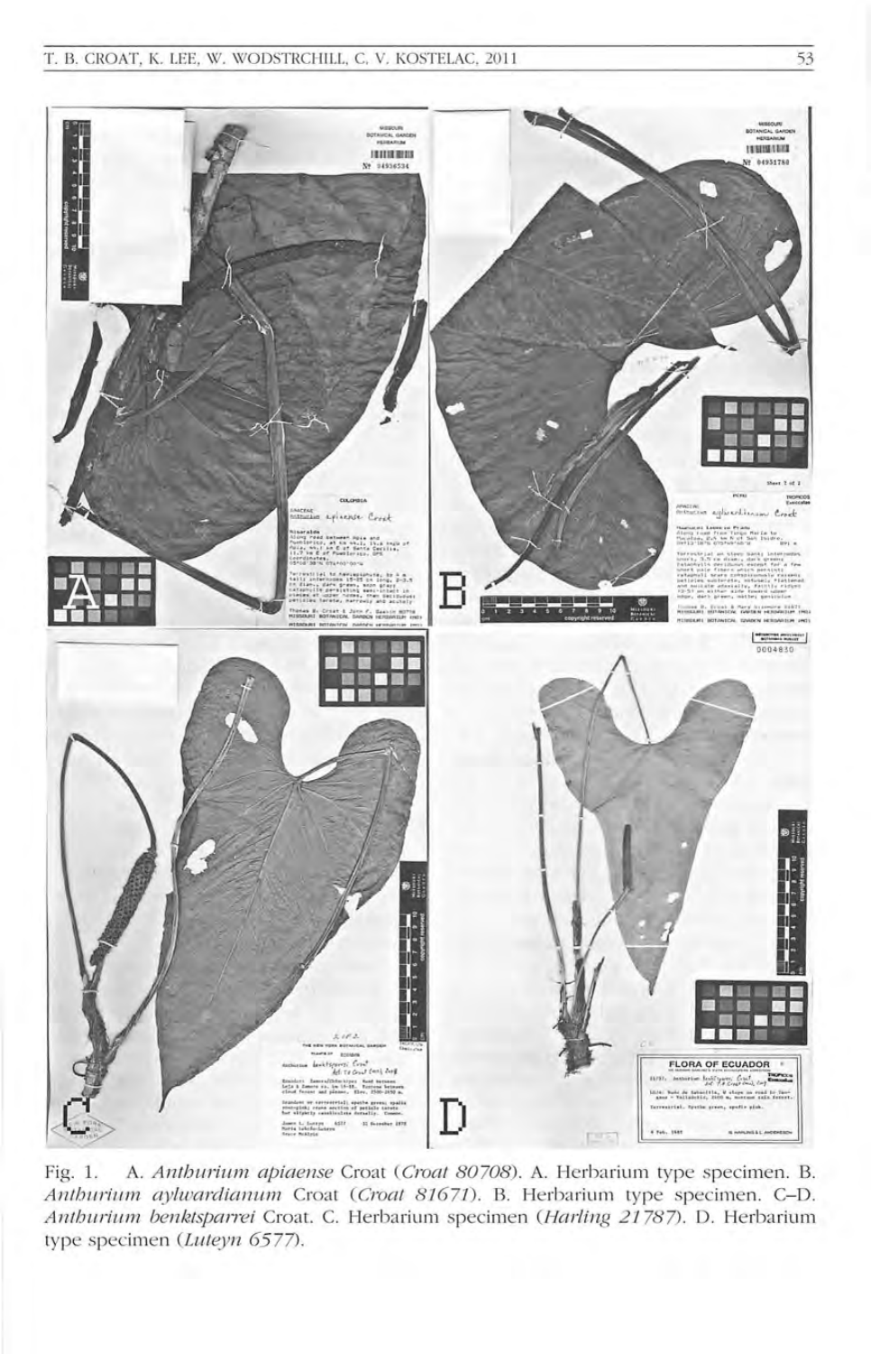Fig. 1. A. *Anthurium apiaense* Croat (*Croat 80708*). A. Herbarium type specimen. B. *Anthurium aylwardianum* Croat (*Croat 81671*). B. Herbarium type specimen. C–D. *Anthurium benktsparrei* Croat. C. Herbarium specimen (*Harling 21787*). D. Herbarium type specimen (*Luteyn 6577*).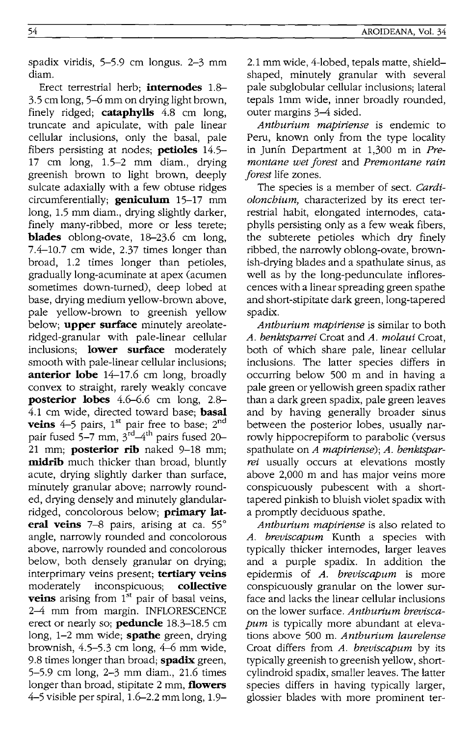spadix viridis, 5–5.9 cm longus. 2–3 mm diam.

Erect terrestrial herb; **internodes** 1.8–3.5 cm long, 5–6 mm on drying light brown, finely ridged; **cataphylls** 4.8 cm long, truncate and apiculate, with pale linear cellular inclusions, only the basal, pale fibers persisting at nodes; **petioles** 14.5–17 cm long, 1.5–2 mm diam., drying greenish brown to light brown, deeply sulcate adaxially with a few obtuse ridges circumferentially; **geniculum** 15–17 mm long, 1.5 mm diam., drying slightly darker, finely many-ribbed, more or less terete; **blades** oblong-ovate, 18–23.6 cm long, 7.4–10.7 cm wide, 2.37 times longer than broad, 1.2 times longer than petioles, gradually long-acuminate at apex (acumen sometimes down-turned), deep lobed at base, drying medium yellow-brown above, pale yellow-brown to greenish yellow below; **upper surface** minutely areolate-ridged-granular with pale-linear cellular inclusions; **lower surface** moderately smooth with pale-linear cellular inclusions; **anterior lobe** 14–17.6 cm long, broadly convex to straight, rarely weakly concave **posterior lobes** 4.6–6.6 cm long, 2.8–4.1 cm wide, directed toward base; **basal veins** 4–5 pairs, 1st pair free to base; 2nd pair fused 5–7 mm, 3rd–4th pairs fused 20–21 mm; **posterior rib** naked 9–18 mm; **midrib** much thicker than broad, bluntly acute, drying slightly darker than surface, minutely granular above; narrowly rounded, drying densely and minutely glandular-ridged, concolorous below; **primary lateral veins** 7–8 pairs, arising at ca. 55° angle, narrowly rounded and concolorous above, narrowly rounded and concolorous below, both densely granular on drying; interprimary veins present; **tertiary veins** moderately inconspicuous; **collective veins** arising from 1st pair of basal veins, 2–4 mm from margin. INFLORESCENCE erect or nearly so; **peduncle** 18.3–18.5 cm long, 1–2 mm wide; **spathe** green, drying brownish, 4.5–5.3 cm long, 4–6 mm wide, 9.8 times longer than broad; **spadix** green, 5–5.9 cm long, 2–3 mm diam., 21.6 times longer than broad, stipitate 2 mm, **flowers** 4–5 visible per spiral, 1.6–2.2 mm long, 1.9–2.1 mm wide, 4-lobed, tepals matte, shield-shaped, minutely granular with several pale subglobular cellular inclusions; lateral tepals 1mm wide, inner broadly rounded, outer margins 3–4 sided.

*Anthurium mapiriense* is endemic to Peru, known only from the type locality in Junín Department at 1,300 m in *Premontane wet forest* and *Premontane rain forest* life zones.

The species is a member of sect. *Cardiolonchium,* characterized by its erect terrestrial habit, elongated internodes, cataphylls persisting only as a few weak fibers, the subterete petioles which dry finely ribbed, the narrowly oblong-ovate, brownish-drying blades and a spathulate sinus, as well as by the long-pedunculate inflorescences with a linear spreading green spathe and short-stipitate dark green, long-tapered spadix.

*Anthurium mapiriense* is similar to both *A. benktsparrei* Croat and *A. molaui* Croat, both of which share pale, linear cellular inclusions. The latter species differs in occurring below 500 m and in having a pale green or yellowish green spadix rather than a dark green spadix, pale green leaves and by having generally broader sinus between the posterior lobes, usually narrowly hippocrepiform to parabolic (versus spathulate on *A mapiriense*); *A. benktsparrei* usually occurs at elevations mostly above 2,000 m and has major veins more conspicuously pubescent with a short-tapered pinkish to bluish violet spadix with a promptly deciduous spathe.

*Anthurium mapiriense* is also related to *A. breviscapum* Kunth a species with typically thicker internodes, larger leaves and a purple spadix. In addition the epidermis of *A. breviscapum* is more conspicuously granular on the lower surface and lacks the linear cellular inclusions on the lower surface. *Anthurium breviscapum* is typically more abundant at elevations above 500 m. *Anthurium laurelense* Croat differs from *A. breviscapum* by its typically greenish to greenish yellow, short-cylindroid spadix, smaller leaves. The latter species differs in having typically larger, glossier blades with more prominent ter-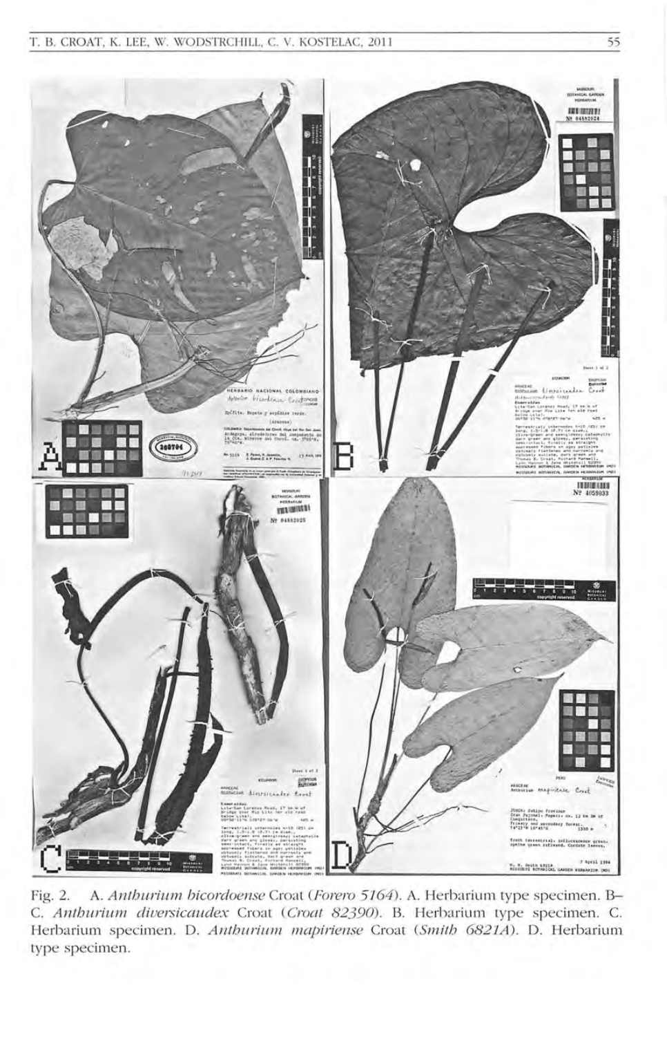Fig. 2. A. *Anthurium bicordoense* Croat (*Forero 5164*). A. Herbarium type specimen. B–C. *Anthurium diversicaudex* Croat (*Croat 82390*). B. Herbarium type specimen. C. Herbarium specimen. D. *Anthurium mapiriense* Croat (*Smith 6821A*). D. Herbarium type specimen.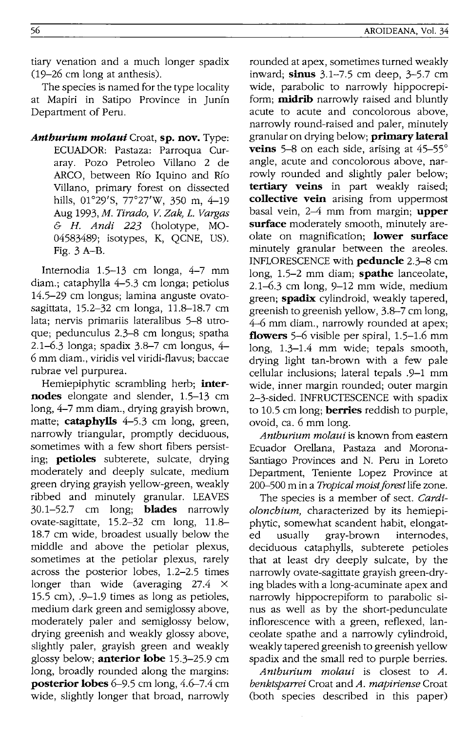tiary venation and a much longer spadix (19–26 cm long at anthesis).

The species is named for the type locality at Mapiri in Satipo Province in Junín Department of Peru.

***Anthurium molaui*** Croat, **sp. nov.** Type: ECUADOR: Pastaza: Parroqua Curaray. Pozo Petroleo Villano 2 de ARCO, between Río Iquino and Río Villano, primary forest on dissected hills, 01°29'S, 77°27'W, 350 m, 4–19 Aug 1993, *M. Tirado, V. Zak, L. Vargas & H. Andi 223* (holotype, MO-04583489; isotypes, K, QCNE, US). Fig. 3 A–B.

Internodia 1.5–13 cm longa, 4–7 mm diam.; cataphylla 4–5.3 cm longa; petiolus 14.5–29 cm longus; lamina anguste ovato-sagittata, 15.2–32 cm longa, 11.8–18.7 cm lata; nervis primariis lateralibus 5–8 utroque; pedunculus 2.3–8 cm longus; spatha 2.1–6.3 longa; spadix 3.8–7 cm longus, 4–6 mm diam., viridis vel viridi-flavus; baccae rubrae vel purpurea.

Hemiepiphytic scrambling herb; **internodes** elongate and slender, 1.5–13 cm long, 4–7 mm diam., drying grayish brown, matte; **cataphylls** 4–5.3 cm long, green, narrowly triangular, promptly deciduous, sometimes with a few short fibers persisting; **petioles** subterete, sulcate, drying moderately and deeply sulcate, medium green drying grayish yellow-green, weakly ribbed and minutely granular. LEAVES 30.1–52.7 cm long; **blades** narrowly ovate-sagittate, 15.2–32 cm long, 11.8–18.7 cm wide, broadest usually below the middle and above the petiolar plexus, sometimes at the petiolar plexus, rarely across the posterior lobes, 1.2–2.5 times longer than wide (averaging 27.4 × 15.5 cm), .9–1.9 times as long as petioles, medium dark green and semiglossy above, moderately paler and semiglossy below, drying greenish and weakly glossy above, slightly paler, grayish green and weakly glossy below; **anterior lobe** 15.3–25.9 cm long, broadly rounded along the margins: **posterior lobes** 6–9.5 cm long, 4.6–7.4 cm wide, slightly longer that broad, narrowly rounded at apex, sometimes turned weakly inward; **sinus** 3.1–7.5 cm deep, 3–5.7 cm wide, parabolic to narrowly hippocrepiform; **midrib** narrowly raised and bluntly acute to acute and concolorous above, narrowly round-raised and paler, minutely granular on drying below; **primary lateral veins** 5–8 on each side, arising at 45–55° angle, acute and concolorous above, narrowly rounded and slightly paler below; **tertiary veins** in part weakly raised; **collective vein** arising from uppermost basal vein, 2–4 mm from margin; **upper surface** moderately smooth, minutely areolate on magnification; **lower surface** minutely granular between the areoles. INFLORESCENCE with **peduncle** 2.3–8 cm long, 1.5–2 mm diam; **spathe** lanceolate, 2.1–6.3 cm long, 9–12 mm wide, medium green; **spadix** cylindroid, weakly tapered, greenish to greenish yellow, 3.8–7 cm long, 4–6 mm diam., narrowly rounded at apex; **flowers** 5–6 visible per spiral, 1.5–1.6 mm long, 1.3–1.4 mm wide; tepals smooth, drying light tan-brown with a few pale cellular inclusions; lateral tepals .9–1 mm wide, inner margin rounded; outer margin 2–3-sided. INFRUCTESCENCE with spadix to 10.5 cm long; **berries** reddish to purple, ovoid, ca. 6 mm long.

*Anthurium molaui* is known from eastern Ecuador Orellana, Pastaza and Morona-Santiago Provinces and N. Peru in Loreto Department, Teniente Lopez Province at 200–500 m in a *Tropical moist forest* life zone.

The species is a member of sect. *Cardiolonchium,* characterized by its hemiepiphytic, somewhat scandent habit, elongated usually gray-brown internodes, deciduous cataphylls, subterete petioles that at least dry deeply sulcate, by the narrowly ovate-sagittate grayish green-drying blades with a long-acuminate apex and narrowly hippocrepiform to parabolic sinus as well as by the short-pedunculate inflorescence with a green, reflexed, lanceolate spathe and a narrowly cylindroid, weakly tapered greenish to greenish yellow spadix and the small red to purple berries.

*Anthurium molaui* is closest to *A. benktsparrei* Croat and *A. mapiriense* Croat (both species described in this paper)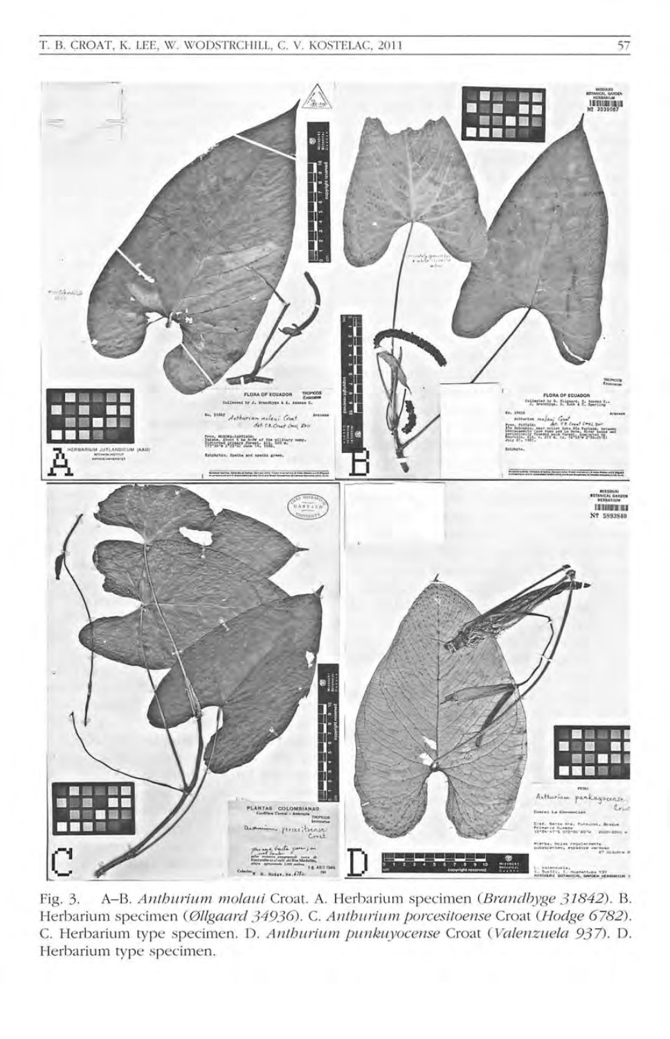Fig. 3. A–B. *Anthurium molaui* Croat. A. Herbarium specimen (*Brandbyge 31842*). B. Herbarium specimen (*Øllgaard 34936*). C. *Anthurium porcesitoense* Croat (*Hodge 6782*). C. Herbarium type specimen. D. *Anthurium punkuyocense* Croat (*Valenzuela 937*). D. Herbarium type specimen.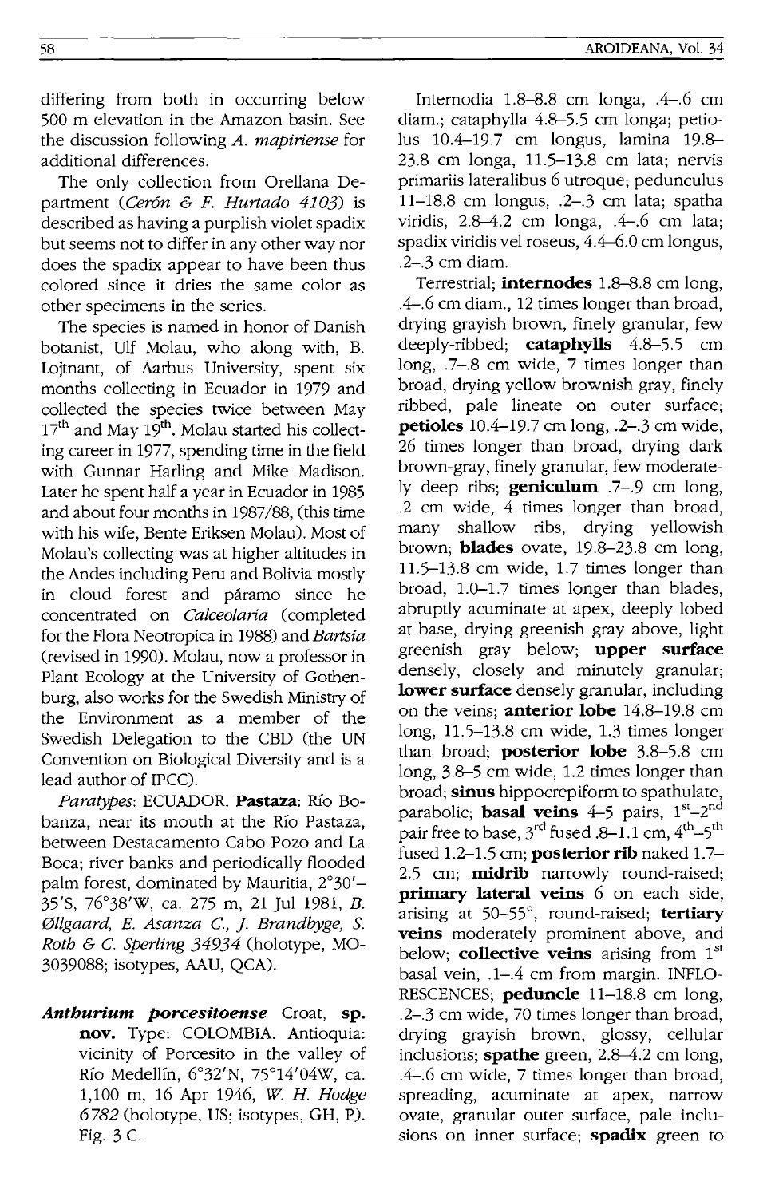differing from both in occurring below 500 m elevation in the Amazon basin. See the discussion following *A. mapiriense* for additional differences.

The only collection from Orellana Department (*Cerón & F. Hurtado 4103*) is described as having a purplish violet spadix but seems not to differ in any other way nor does the spadix appear to have been thus colored since it dries the same color as other specimens in the series.

The species is named in honor of Danish botanist, Ulf Molau, who along with, B. Lojtnant, of Aarhus University, spent six months collecting in Ecuador in 1979 and collected the species twice between May 17th and May 19th. Molau started his collecting career in 1977, spending time in the field with Gunnar Harling and Mike Madison. Later he spent half a year in Ecuador in 1985 and about four months in 1987/88, (this time with his wife, Bente Eriksen Molau). Most of Molau's collecting was at higher altitudes in the Andes including Peru and Bolivia mostly in cloud forest and páramo since he concentrated on *Calceolaria* (completed for the Flora Neotropica in 1988) and *Bartsia* (revised in 1990). Molau, now a professor in Plant Ecology at the University of Gothenburg, also works for the Swedish Ministry of the Environment as a member of the Swedish Delegation to the CBD (the UN Convention on Biological Diversity and is a lead author of IPCC).

*Paratypes*: ECUADOR. **Pastaza**: Río Bobanza, near its mouth at the Río Pastaza, between Destacamento Cabo Pozo and La Boca; river banks and periodically flooded palm forest, dominated by Mauritia, 2°30'–35'S, 76°38'W, ca. 275 m, 21 Jul 1981, *B. Øllgaard, E. Asanza C., J. Brandbyge, S. Roth & C. Sperling 34934* (holotype, MO-3039088; isotypes, AAU, QCA).

***Anthurium porcesitoense*** Croat, **sp. nov.** Type: COLOMBIA. Antioquia: vicinity of Porcesito in the valley of Río Medellín, 6°32'N, 75°14'04W, ca. 1,100 m, 16 Apr 1946, *W. H. Hodge 6782* (holotype, US; isotypes, GH, P). Fig. 3 C.

Internodia 1.8–8.8 cm longa, .4–.6 cm diam.; cataphylla 4.8–5.5 cm longa; petiolus 10.4–19.7 cm longus, lamina 19.8–23.8 cm longa, 11.5–13.8 cm lata; nervis primariis lateralibus 6 utroque; pedunculus 11–18.8 cm longus, .2–.3 cm lata; spatha viridis, 2.8–4.2 cm longa, .4–.6 cm lata; spadix viridis vel roseus, 4.4–6.0 cm longus, .2–.3 cm diam.

Terrestrial; **internodes** 1.8–8.8 cm long, .4–.6 cm diam., 12 times longer than broad, drying grayish brown, finely granular, few deeply-ribbed; **cataphylls** 4.8–5.5 cm long, .7–.8 cm wide, 7 times longer than broad, drying yellow brownish gray, finely ribbed, pale lineate on outer surface; **petioles** 10.4–19.7 cm long, .2–.3 cm wide, 26 times longer than broad, drying dark brown-gray, finely granular, few moderately deep ribs; **geniculum** .7–.9 cm long, .2 cm wide, 4 times longer than broad, many shallow ribs, drying yellowish brown; **blades** ovate, 19.8–23.8 cm long, 11.5–13.8 cm wide, 1.7 times longer than broad, 1.0–1.7 times longer than blades, abruptly acuminate at apex, deeply lobed at base, drying greenish gray above, light greenish gray below; **upper surface** densely, closely and minutely granular; **lower surface** densely granular, including on the veins; **anterior lobe** 14.8–19.8 cm long, 11.5–13.8 cm wide, 1.3 times longer than broad; **posterior lobe** 3.8–5.8 cm long, 3.8–5 cm wide, 1.2 times longer than broad; **sinus** hippocrepiform to spathulate, parabolic; **basal veins** 4–5 pairs, 1st–2nd pair free to base, 3rd fused .8–1.1 cm, 4th–5th fused 1.2–1.5 cm; **posterior rib** naked 1.7–2.5 cm; **midrib** narrowly round-raised; **primary lateral veins** 6 on each side, arising at 50–55°, round-raised; **tertiary veins** moderately prominent above, and below; **collective veins** arising from 1st basal vein, .1–.4 cm from margin. INFLORESCENCES; **peduncle** 11–18.8 cm long, .2–.3 cm wide, 70 times longer than broad, drying grayish brown, glossy, cellular inclusions; **spathe** green, 2.8–4.2 cm long, .4–.6 cm wide, 7 times longer than broad, spreading, acuminate at apex, narrow ovate, granular outer surface, pale inclusions on inner surface; **spadix** green to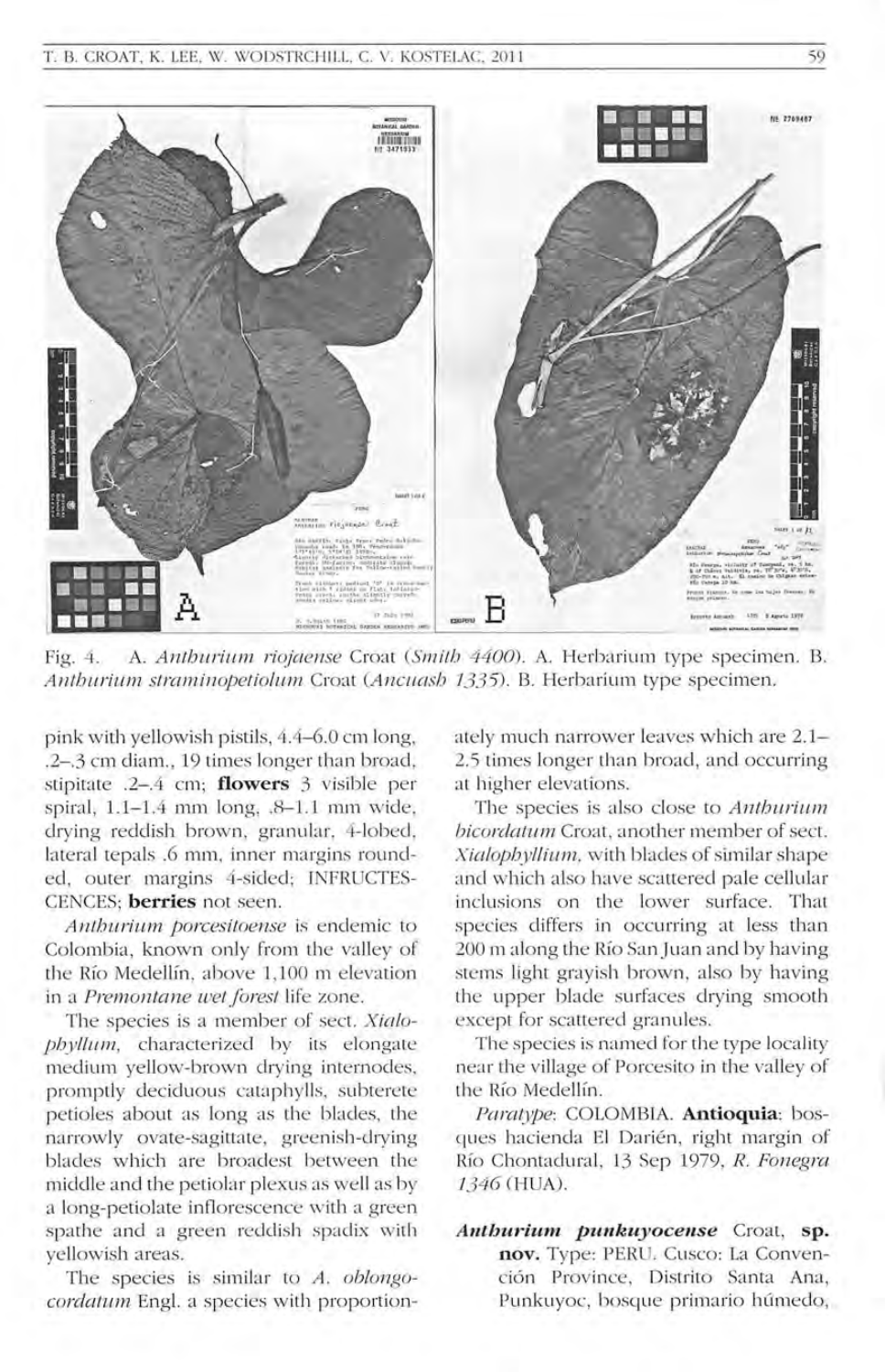Fig. 4. A. *Anthurium riojaense* Croat (*Smith 4400*). A. Herbarium type specimen. B. *Anthurium straminopetiolum* Croat (*Ancuash 1335*). B. Herbarium type specimen.

pink with yellowish pistils, 4.4–6.0 cm long, .2–.3 cm diam., 19 times longer than broad, stipitate .2–.4 cm; **flowers** 3 visible per spiral, 1.1–1.4 mm long, .8–1.1 mm wide, drying reddish brown, granular, 4-lobed, lateral tepals .6 mm, inner margins rounded, outer margins 4-sided; INFRUCTESCENCES; **berries** not seen.

*Anthurium porcesitoense* is endemic to Colombia, known only from the valley of the Río Medellín, above 1,100 m elevation in a *Premontane wet forest* life zone.

The species is a member of sect. *Xialophyllum*, characterized by its elongate medium yellow-brown drying internodes, promptly deciduous cataphylls, subterete petioles about as long as the blades, the narrowly ovate-sagittate, greenish-drying blades which are broadest between the middle and the petiolar plexus as well as by a long-petiolate inflorescence with a green spathe and a green reddish spadix with yellowish areas.

The species is similar to *A. oblongocordatum* Engl. a species with proportionately much narrower leaves which are 2.1–2.5 times longer than broad, and occurring at higher elevations.

The species is also close to *Anthurium bicordatum* Croat, another member of sect. *Xialophyllium*, with blades of similar shape and which also have scattered pale cellular inclusions on the lower surface. That species differs in occurring at less than 200 m along the Río San Juan and by having stems light grayish brown, also by having the upper blade surfaces drying smooth except for scattered granules.

The species is named for the type locality near the village of Porcesito in the valley of the Río Medellín.

*Paratype*: COLOMBIA. **Antioquia**: bosques hacienda El Darién, right margin of Río Chontadural, 13 Sep 1979, *R. Fonegra 1346* (HUA).

***Anthurium punkuyocense*** Croat, **sp. nov.** Type: PERU. Cusco: La Convención Province, Distrito Santa Ana, Punkuyoc, bosque primario húmedo,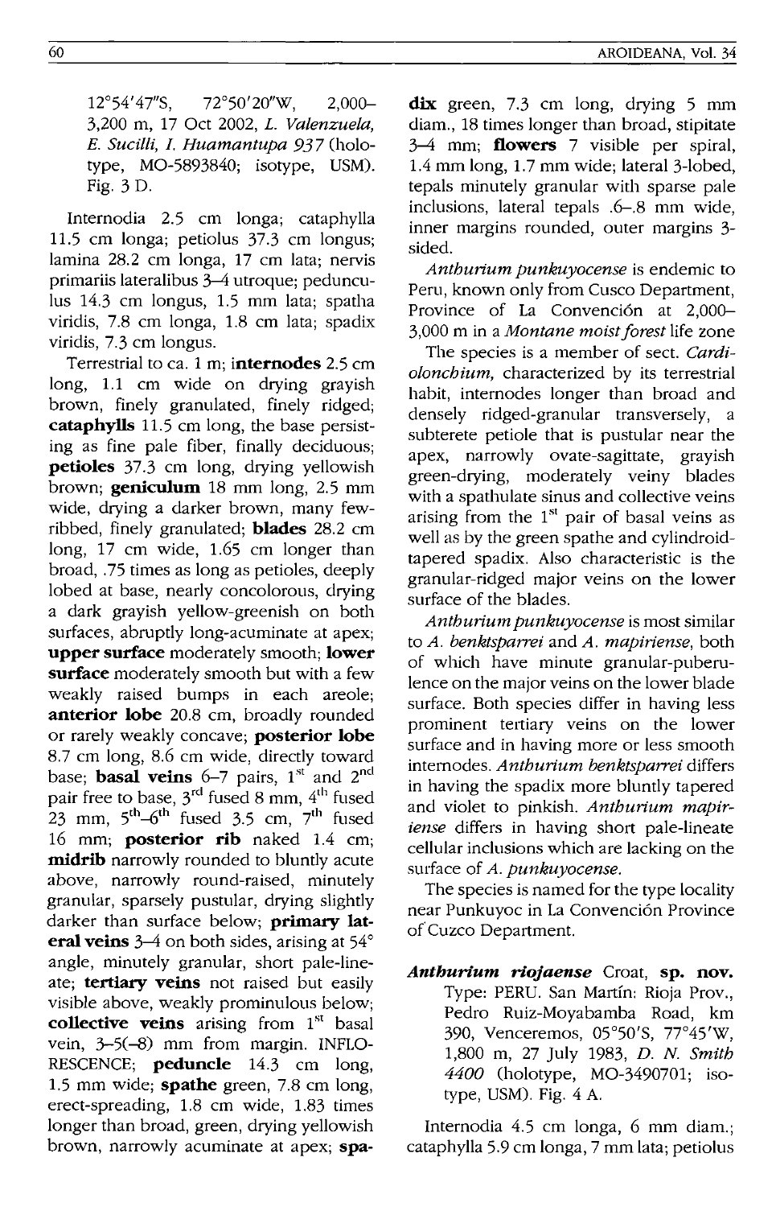12°54′47″S, 72°50′20″W, 2,000–3,200 m, 17 Oct 2002, *L. Valenzuela, E. Sucilli, I. Huamantupa 937* (holotype, MO-5893840; isotype, USM). Fig. 3 D.

Internodia 2.5 cm longa; cataphylla 11.5 cm longa; petiolus 37.3 cm longus; lamina 28.2 cm longa, 17 cm lata; nervis primariis lateralibus 3–4 utroque; pedunculus 14.3 cm longus, 1.5 mm lata; spatha viridis, 7.8 cm longa, 1.8 cm lata; spadix viridis, 7.3 cm longus.

Terrestrial to ca. 1 m; **internodes** 2.5 cm long, 1.1 cm wide on drying grayish brown, finely granulated, finely ridged; **cataphylls** 11.5 cm long, the base persisting as fine pale fiber, finally deciduous; **petioles** 37.3 cm long, drying yellowish brown; **geniculum** 18 mm long, 2.5 mm wide, drying a darker brown, many few-ribbed, finely granulated; **blades** 28.2 cm long, 17 cm wide, 1.65 cm longer than broad, .75 times as long as petioles, deeply lobed at base, nearly concolorous, drying a dark grayish yellow-greenish on both surfaces, abruptly long-acuminate at apex; **upper surface** moderately smooth; **lower surface** moderately smooth but with a few weakly raised bumps in each areole; **anterior lobe** 20.8 cm, broadly rounded or rarely weakly concave; **posterior lobe** 8.7 cm long, 8.6 cm wide, directly toward base; **basal veins** 6–7 pairs, 1st and 2nd pair free to base, 3rd fused 8 mm, 4th fused 23 mm, 5th–6th fused 3.5 cm, 7th fused 16 mm; **posterior rib** naked 1.4 cm; **midrib** narrowly rounded to bluntly acute above, narrowly round-raised, minutely granular, sparsely pustular, drying slightly darker than surface below; **primary lateral veins** 3–4 on both sides, arising at 54° angle, minutely granular, short pale-lineate; **tertiary veins** not raised but easily visible above, weakly prominulous below; **collective veins** arising from 1st basal vein, 3–5(–8) mm from margin. INFLORESCENCE; **peduncle** 14.3 cm long, 1.5 mm wide; **spathe** green, 7.8 cm long, erect-spreading, 1.8 cm wide, 1.83 times longer than broad, green, drying yellowish brown, narrowly acuminate at apex; **spadix** green, 7.3 cm long, drying 5 mm diam., 18 times longer than broad, stipitate 3–4 mm; **flowers** 7 visible per spiral, 1.4 mm long, 1.7 mm wide; lateral 3-lobed, tepals minutely granular with sparse pale inclusions, lateral tepals .6–.8 mm wide, inner margins rounded, outer margins 3-sided.

*Anthurium punkuyocense* is endemic to Peru, known only from Cusco Department, Province of La Convención at 2,000–3,000 m in a *Montane moist forest* life zone

The species is a member of sect. *Cardiolonchium*, characterized by its terrestrial habit, internodes longer than broad and densely ridged-granular transversely, a subterete petiole that is pustular near the apex, narrowly ovate-sagittate, grayish green-drying, moderately veiny blades with a spathulate sinus and collective veins arising from the 1st pair of basal veins as well as by the green spathe and cylindroid-tapered spadix. Also characteristic is the granular-ridged major veins on the lower surface of the blades.

*Anthurium punkuyocense* is most similar to *A. benktsparrei* and *A. mapiriense*, both of which have minute granular-puberulence on the major veins on the lower blade surface. Both species differ in having less prominent tertiary veins on the lower surface and in having more or less smooth internodes. *Anthurium benktsparrei* differs in having the spadix more bluntly tapered and violet to pinkish. *Anthurium mapiriense* differs in having short pale-lineate cellular inclusions which are lacking on the surface of *A. punkuyocense*.

The species is named for the type locality near Punkuyoc in La Convención Province of Cuzco Department.

***Anthurium riojaense*** Croat, **sp. nov.** Type: PERU. San Martín: Rioja Prov., Pedro Ruiz-Moyabamba Road, km 390, Venceremos, 05°50′S, 77°45′W, 1,800 m, 27 July 1983, *D. N. Smith 4400* (holotype, MO-3490701; isotype, USM). Fig. 4 A.

Internodia 4.5 cm longa, 6 mm diam.; cataphylla 5.9 cm longa, 7 mm lata; petiolus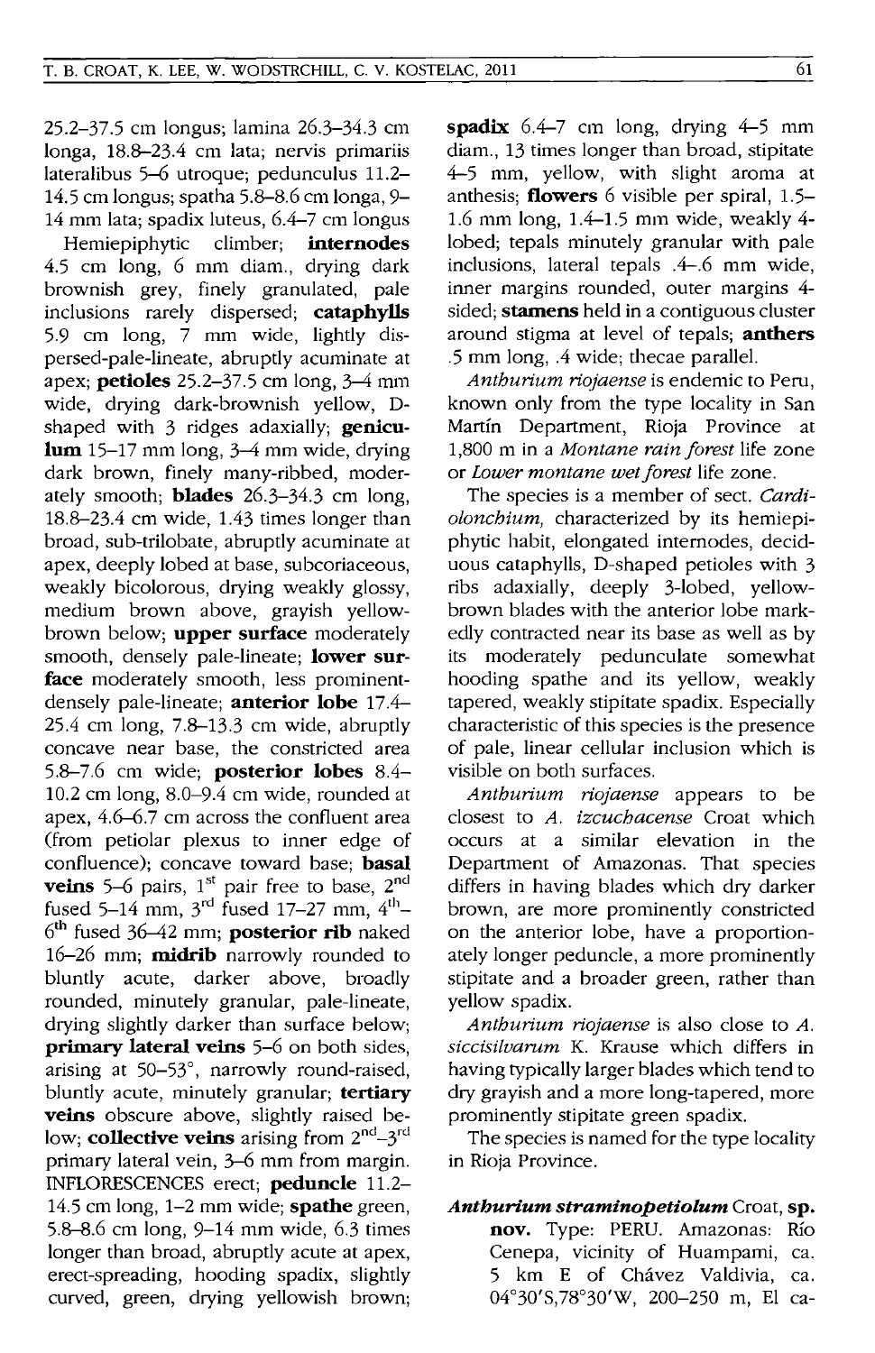25.2–37.5 cm longus; lamina 26.3–34.3 cm longa, 18.8–23.4 cm lata; nervis primariis lateralibus 5–6 utroque; pedunculus 11.2–14.5 cm longus; spatha 5.8–8.6 cm longa, 9–14 mm lata; spadix luteus, 6.4–7 cm longus

Hemiepiphytic climber; **internodes** 4.5 cm long, 6 mm diam., drying dark brownish grey, finely granulated, pale inclusions rarely dispersed; **cataphylls** 5.9 cm long, 7 mm wide, lightly dispersed-pale-lineate, abruptly acuminate at apex; **petioles** 25.2–37.5 cm long, 3–4 mm wide, drying dark-brownish yellow, D-shaped with 3 ridges adaxially; **geniculum** 15–17 mm long, 3–4 mm wide, drying dark brown, finely many-ribbed, moderately smooth; **blades** 26.3–34.3 cm long, 18.8–23.4 cm wide, 1.43 times longer than broad, sub-trilobate, abruptly acuminate at apex, deeply lobed at base, subcoriaceous, weakly bicolorous, drying weakly glossy, medium brown above, grayish yellow-brown below; **upper surface** moderately smooth, densely pale-lineate; **lower surface** moderately smooth, less prominent-densely pale-lineate; **anterior lobe** 17.4–25.4 cm long, 7.8–13.3 cm wide, abruptly concave near base, the constricted area 5.8–7.6 cm wide; **posterior lobes** 8.4–10.2 cm long, 8.0–9.4 cm wide, rounded at apex, 4.6–6.7 cm across the confluent area (from petiolar plexus to inner edge of confluence); concave toward base; **basal veins** 5–6 pairs, 1[st] pair free to base, 2[nd] fused 5–14 mm, 3[rd] fused 17–27 mm, 4[th]–6[th] fused 36–42 mm; **posterior rib** naked 16–26 mm; **midrib** narrowly rounded to bluntly acute, darker above, broadly rounded, minutely granular, pale-lineate, drying slightly darker than surface below; **primary lateral veins** 5–6 on both sides, arising at 50–53°, narrowly round-raised, bluntly acute, minutely granular; **tertiary veins** obscure above, slightly raised below; **collective veins** arising from 2[nd]–3[rd] primary lateral vein, 3–6 mm from margin. INFLORESCENCES erect; **peduncle** 11.2–14.5 cm long, 1–2 mm wide; **spathe** green, 5.8–8.6 cm long, 9–14 mm wide, 6.3 times longer than broad, abruptly acute at apex, erect-spreading, hooding spadix, slightly curved, green, drying yellowish brown; **spadix** 6.4–7 cm long, drying 4–5 mm diam., 13 times longer than broad, stipitate 4–5 mm, yellow, with slight aroma at anthesis; **flowers** 6 visible per spiral, 1.5–1.6 mm long, 1.4–1.5 mm wide, weakly 4-lobed; tepals minutely granular with pale inclusions, lateral tepals .4–.6 mm wide, inner margins rounded, outer margins 4-sided; **stamens** held in a contiguous cluster around stigma at level of tepals; **anthers** .5 mm long, .4 wide; thecae parallel.

*Anthurium riojaense* is endemic to Peru, known only from the type locality in San Martín Department, Rioja Province at 1,800 m in a *Montane rain forest* life zone or *Lower montane wet forest* life zone.

The species is a member of sect. *Cardiolonchium,* characterized by its hemiepiphytic habit, elongated internodes, deciduous cataphylls, D-shaped petioles with 3 ribs adaxially, deeply 3-lobed, yellow-brown blades with the anterior lobe markedly contracted near its base as well as by its moderately pedunculate somewhat hooding spathe and its yellow, weakly tapered, weakly stipitate spadix. Especially characteristic of this species is the presence of pale, linear cellular inclusion which is visible on both surfaces.

*Anthurium riojaense* appears to be closest to *A. izcuchacense* Croat which occurs at a similar elevation in the Department of Amazonas. That species differs in having blades which dry darker brown, are more prominently constricted on the anterior lobe, have a proportionately longer peduncle, a more prominently stipitate and a broader green, rather than yellow spadix.

*Anthurium riojaense* is also close to *A. siccisilvarum* K. Krause which differs in having typically larger blades which tend to dry grayish and a more long-tapered, more prominently stipitate green spadix.

The species is named for the type locality in Rioja Province.

***Anthurium straminopetiolum*** Croat, **sp. nov.** Type: PERU. Amazonas: Río Cenepa, vicinity of Huampami, ca. 5 km E of Chávez Valdivia, ca. 04°30'S,78°30'W, 200–250 m, El ca-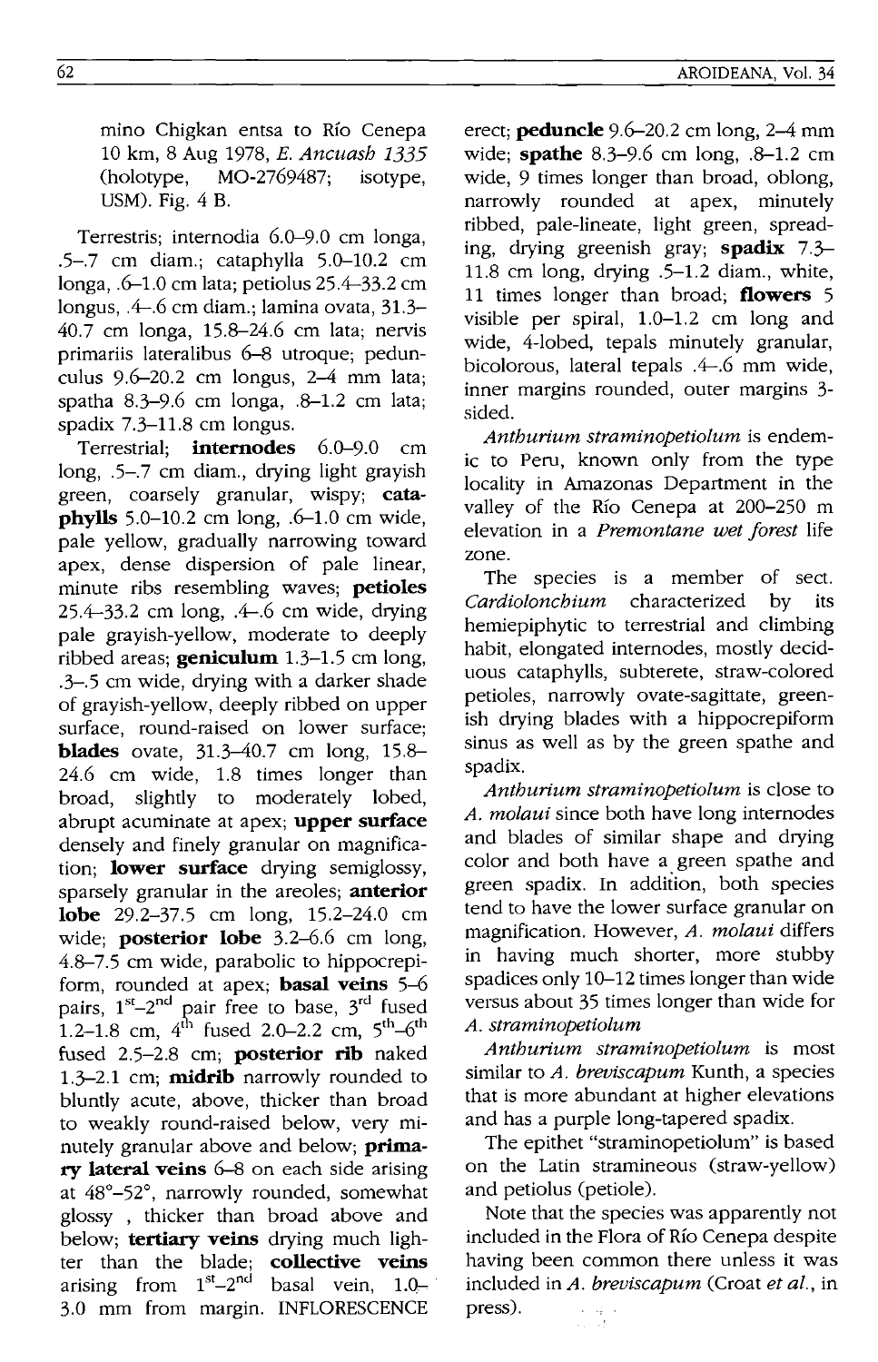mino Chigkan entsa to Río Cenepa 10 km, 8 Aug 1978, *E. Ancuash 1335* (holotype, MO-2769487; isotype, USM). Fig. 4 B.

Terrestris; internodia 6.0–9.0 cm longa, .5–.7 cm diam.; cataphylla 5.0–10.2 cm longa, .6–1.0 cm lata; petiolus 25.4–33.2 cm longus, .4–.6 cm diam.; lamina ovata, 31.3–40.7 cm longa, 15.8–24.6 cm lata; nervis primariis lateralibus 6–8 utroque; pedunculus 9.6–20.2 cm longus, 2–4 mm lata; spatha 8.3–9.6 cm longa, .8–1.2 cm lata; spadix 7.3–11.8 cm longus.

Terrestrial; **internodes** 6.0–9.0 cm long, .5–.7 cm diam., drying light grayish green, coarsely granular, wispy; **cataphylls** 5.0–10.2 cm long, .6–1.0 cm wide, pale yellow, gradually narrowing toward apex, dense dispersion of pale linear, minute ribs resembling waves; **petioles** 25.4–33.2 cm long, .4–.6 cm wide, drying pale grayish-yellow, moderate to deeply ribbed areas; **geniculum** 1.3–1.5 cm long, .3–.5 cm wide, drying with a darker shade of grayish-yellow, deeply ribbed on upper surface, round-raised on lower surface; **blades** ovate, 31.3–40.7 cm long, 15.8–24.6 cm wide, 1.8 times longer than broad, slightly to moderately lobed, abrupt acuminate at apex; **upper surface** densely and finely granular on magnification; **lower surface** drying semiglossy, sparsely granular in the areoles; **anterior lobe** 29.2–37.5 cm long, 15.2–24.0 cm wide; **posterior lobe** 3.2–6.6 cm long, 4.8–7.5 cm wide, parabolic to hippocrepiform, rounded at apex; **basal veins** 5–6 pairs, 1st–2nd pair free to base, 3rd fused 1.2–1.8 cm, 4th fused 2.0–2.2 cm, 5th–6th fused 2.5–2.8 cm; **posterior rib** naked 1.3–2.1 cm; **midrib** narrowly rounded to bluntly acute, above, thicker than broad to weakly round-raised below, very minutely granular above and below; **primary lateral veins** 6–8 on each side arising at 48°–52°, narrowly rounded, somewhat glossy , thicker than broad above and below; **tertiary veins** drying much lighter than the blade; **collective veins** arising from 1st–2nd basal vein, 1.0–3.0 mm from margin. INFLORESCENCE erect; **peduncle** 9.6–20.2 cm long, 2–4 mm wide; **spathe** 8.3–9.6 cm long, .8–1.2 cm wide, 9 times longer than broad, oblong, narrowly rounded at apex, minutely ribbed, pale-lineate, light green, spreading, drying greenish gray; **spadix** 7.3–11.8 cm long, drying .5–1.2 diam., white, 11 times longer than broad; **flowers** 5 visible per spiral, 1.0–1.2 cm long and wide, 4-lobed, tepals minutely granular, bicolorous, lateral tepals .4–.6 mm wide, inner margins rounded, outer margins 3-sided.

*Anthurium straminopetiolum* is endemic to Peru, known only from the type locality in Amazonas Department in the valley of the Río Cenepa at 200–250 m elevation in a *Premontane wet forest* life zone.

The species is a member of sect. *Cardiolonchium* characterized by its hemiepiphytic to terrestrial and climbing habit, elongated internodes, mostly deciduous cataphylls, subterete, straw-colored petioles, narrowly ovate-sagittate, greenish drying blades with a hippocrepiform sinus as well as by the green spathe and spadix.

*Anthurium straminopetiolum* is close to *A. molaui* since both have long internodes and blades of similar shape and drying color and both have a green spathe and green spadix. In addition, both species tend to have the lower surface granular on magnification. However, *A. molaui* differs in having much shorter, more stubby spadices only 10–12 times longer than wide versus about 35 times longer than wide for *A. straminopetiolum*

*Anthurium straminopetiolum* is most similar to *A. breviscapum* Kunth, a species that is more abundant at higher elevations and has a purple long-tapered spadix.

The epithet "straminopetiolum" is based on the Latin stramineous (straw-yellow) and petiolus (petiole).

Note that the species was apparently not included in the Flora of Río Cenepa despite having been common there unless it was included in *A. breviscapum* (Croat *et al.*, in press).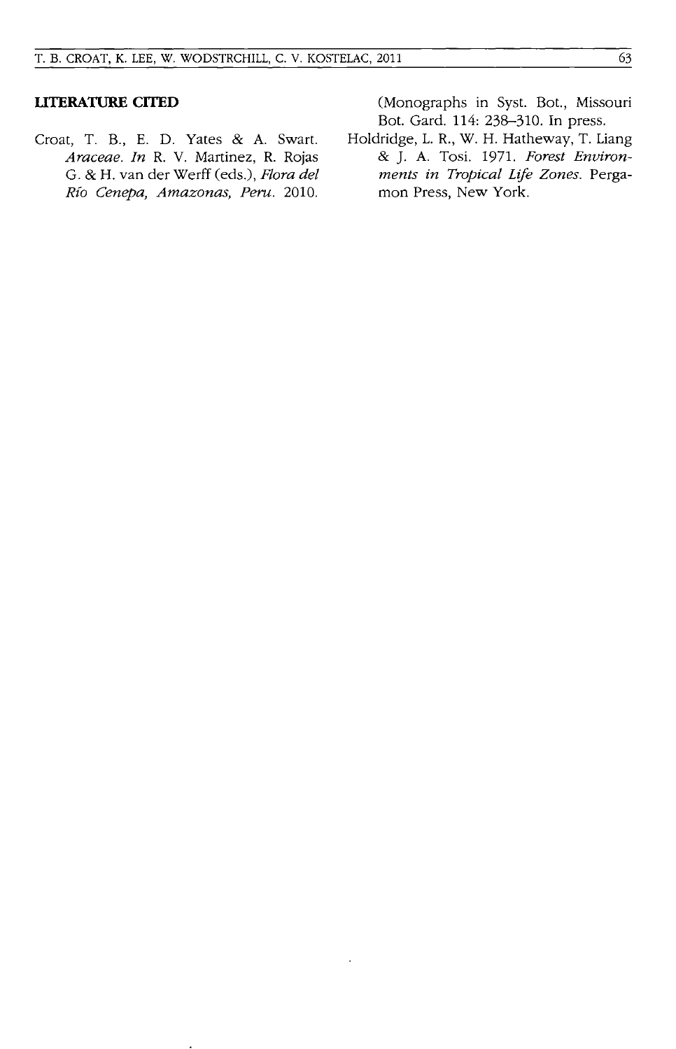## LITERATURE CITED

Croat, T. B., E. D. Yates & A. Swart. *Araceae. In* R. V. Martinez, R. Rojas G. & H. van der Werff (eds.), *Flora del Río Cenepa, Amazonas, Peru.* 2010. (Monographs in Syst. Bot., Missouri Bot. Gard. 114: 238–310. In press.

Holdridge, L. R., W. H. Hatheway, T. Liang & J. A. Tosi. 1971. *Forest Environments in Tropical Life Zones.* Pergamon Press, New York.